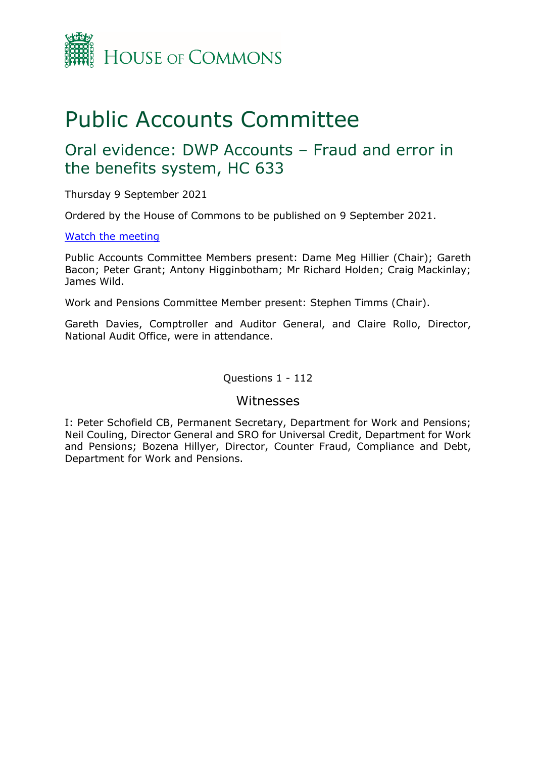House of Commons

# Public Accounts Committee

## Oral evidence: DWP Accounts – Fraud and error in the benefits system, HC 633

Thursday 9 September 2021

Ordered by the House of Commons to be published on 9 September 2021.

[Watch the meeting]

Public Accounts Committee Members present: Dame Meg Hillier (Chair); Gareth Bacon; Peter Grant; Antony Higginbotham; Mr Richard Holden; Craig Mackinlay; James Wild.

Work and Pensions Committee Member present: Stephen Timms (Chair).

Gareth Davies, Comptroller and Auditor General, and Claire Rollo, Director, National Audit Office, were in attendance.

Questions 1 - 112

### Witnesses

I: Peter Schofield CB, Permanent Secretary, Department for Work and Pensions; Neil Couling, Director General and SRO for Universal Credit, Department for Work and Pensions; Bozena Hillyer, Director, Counter Fraud, Compliance and Debt, Department for Work and Pensions.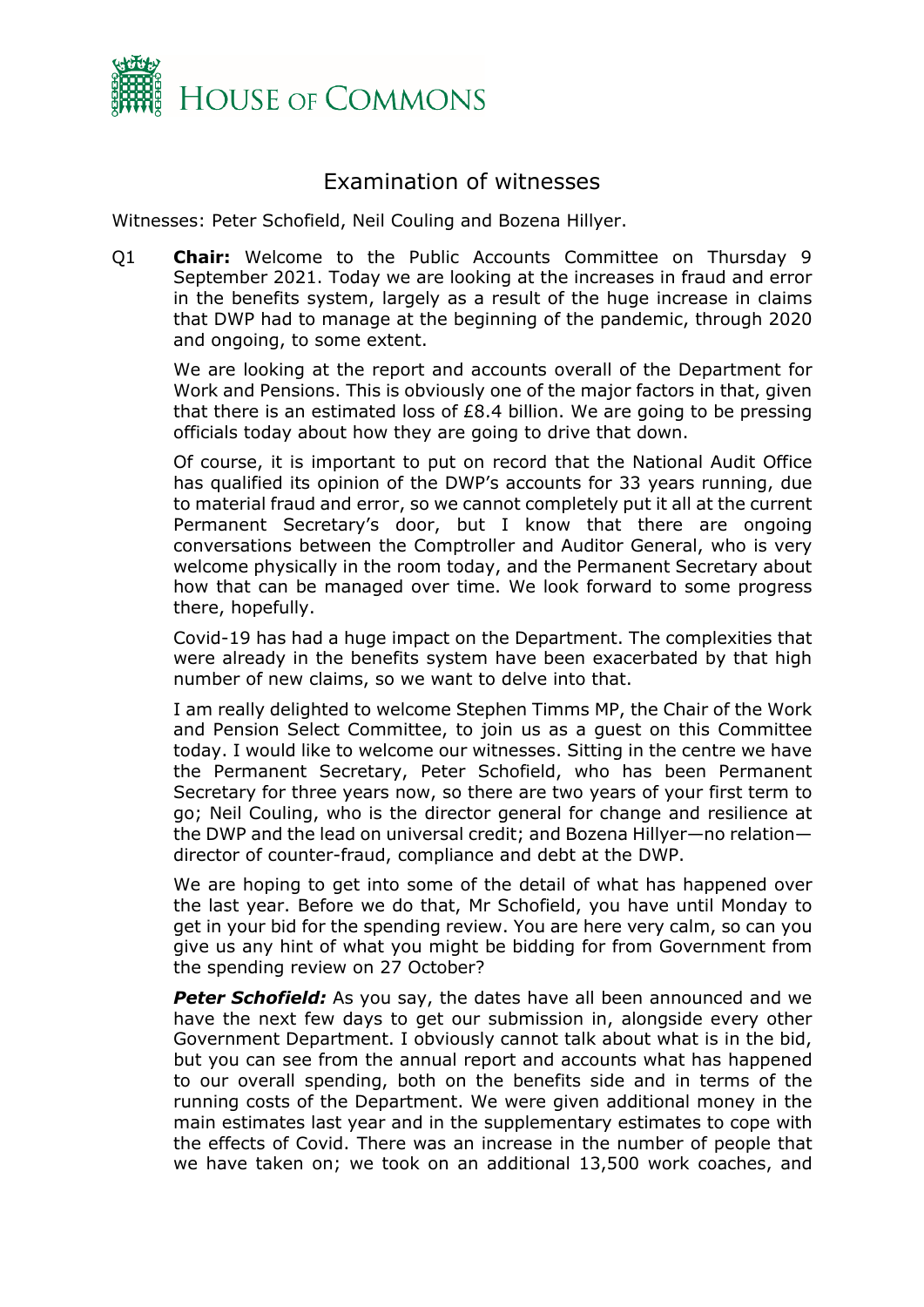# Examination of witnesses

Witnesses: Peter Schofield, Neil Couling and Bozena Hillyer.

Q1 **Chair:** Welcome to the Public Accounts Committee on Thursday 9 September 2021. Today we are looking at the increases in fraud and error in the benefits system, largely as a result of the huge increase in claims that DWP had to manage at the beginning of the pandemic, through 2020 and ongoing, to some extent.

We are looking at the report and accounts overall of the Department for Work and Pensions. This is obviously one of the major factors in that, given that there is an estimated loss of £8.4 billion. We are going to be pressing officials today about how they are going to drive that down.

Of course, it is important to put on record that the National Audit Office has qualified its opinion of the DWP's accounts for 33 years running, due to material fraud and error, so we cannot completely put it all at the current Permanent Secretary's door, but I know that there are ongoing conversations between the Comptroller and Auditor General, who is very welcome physically in the room today, and the Permanent Secretary about how that can be managed over time. We look forward to some progress there, hopefully.

Covid-19 has had a huge impact on the Department. The complexities that were already in the benefits system have been exacerbated by that high number of new claims, so we want to delve into that.

I am really delighted to welcome Stephen Timms MP, the Chair of the Work and Pension Select Committee, to join us as a guest on this Committee today. I would like to welcome our witnesses. Sitting in the centre we have the Permanent Secretary, Peter Schofield, who has been Permanent Secretary for three years now, so there are two years of your first term to go; Neil Couling, who is the director general for change and resilience at the DWP and the lead on universal credit; and Bozena Hillyer—no relation—director of counter-fraud, compliance and debt at the DWP.

We are hoping to get into some of the detail of what has happened over the last year. Before we do that, Mr Schofield, you have until Monday to get in your bid for the spending review. You are here very calm, so can you give us any hint of what you might be bidding for from Government from the spending review on 27 October?

***Peter Schofield:*** As you say, the dates have all been announced and we have the next few days to get our submission in, alongside every other Government Department. I obviously cannot talk about what is in the bid, but you can see from the annual report and accounts what has happened to our overall spending, both on the benefits side and in terms of the running costs of the Department. We were given additional money in the main estimates last year and in the supplementary estimates to cope with the effects of Covid. There was an increase in the number of people that we have taken on; we took on an additional 13,500 work coaches, and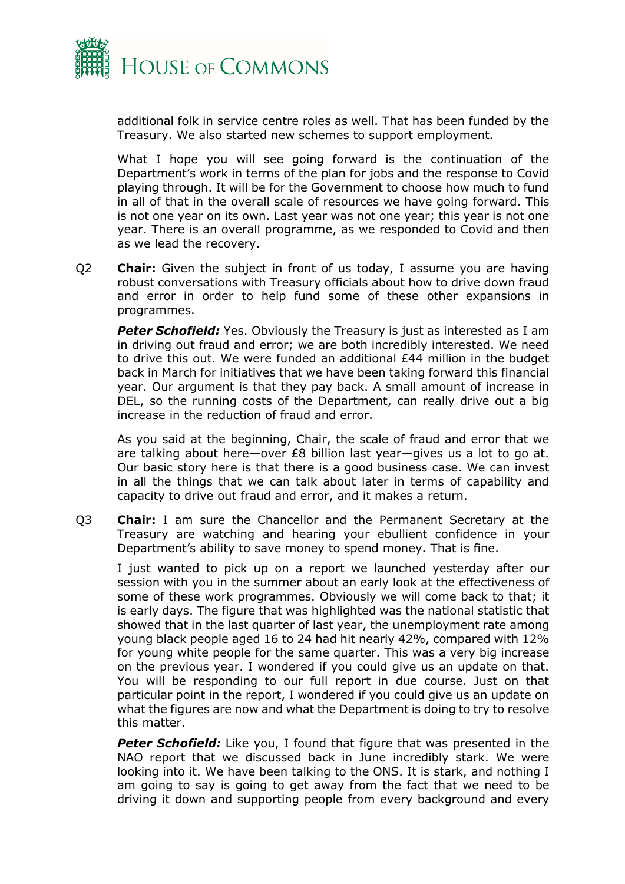additional folk in service centre roles as well. That has been funded by the Treasury. We also started new schemes to support employment.

What I hope you will see going forward is the continuation of the Department's work in terms of the plan for jobs and the response to Covid playing through. It will be for the Government to choose how much to fund in all of that in the overall scale of resources we have going forward. This is not one year on its own. Last year was not one year; this year is not one year. There is an overall programme, as we responded to Covid and then as we lead the recovery.

Q2 **Chair:** Given the subject in front of us today, I assume you are having robust conversations with Treasury officials about how to drive down fraud and error in order to help fund some of these other expansions in programmes.

***Peter Schofield:*** Yes. Obviously the Treasury is just as interested as I am in driving out fraud and error; we are both incredibly interested. We need to drive this out. We were funded an additional £44 million in the budget back in March for initiatives that we have been taking forward this financial year. Our argument is that they pay back. A small amount of increase in DEL, so the running costs of the Department, can really drive out a big increase in the reduction of fraud and error.

As you said at the beginning, Chair, the scale of fraud and error that we are talking about here—over £8 billion last year—gives us a lot to go at. Our basic story here is that there is a good business case. We can invest in all the things that we can talk about later in terms of capability and capacity to drive out fraud and error, and it makes a return.

Q3 **Chair:** I am sure the Chancellor and the Permanent Secretary at the Treasury are watching and hearing your ebullient confidence in your Department's ability to save money to spend money. That is fine.

I just wanted to pick up on a report we launched yesterday after our session with you in the summer about an early look at the effectiveness of some of these work programmes. Obviously we will come back to that; it is early days. The figure that was highlighted was the national statistic that showed that in the last quarter of last year, the unemployment rate among young black people aged 16 to 24 had hit nearly 42%, compared with 12% for young white people for the same quarter. This was a very big increase on the previous year. I wondered if you could give us an update on that. You will be responding to our full report in due course. Just on that particular point in the report, I wondered if you could give us an update on what the figures are now and what the Department is doing to try to resolve this matter.

***Peter Schofield:*** Like you, I found that figure that was presented in the NAO report that we discussed back in June incredibly stark. We were looking into it. We have been talking to the ONS. It is stark, and nothing I am going to say is going to get away from the fact that we need to be driving it down and supporting people from every background and every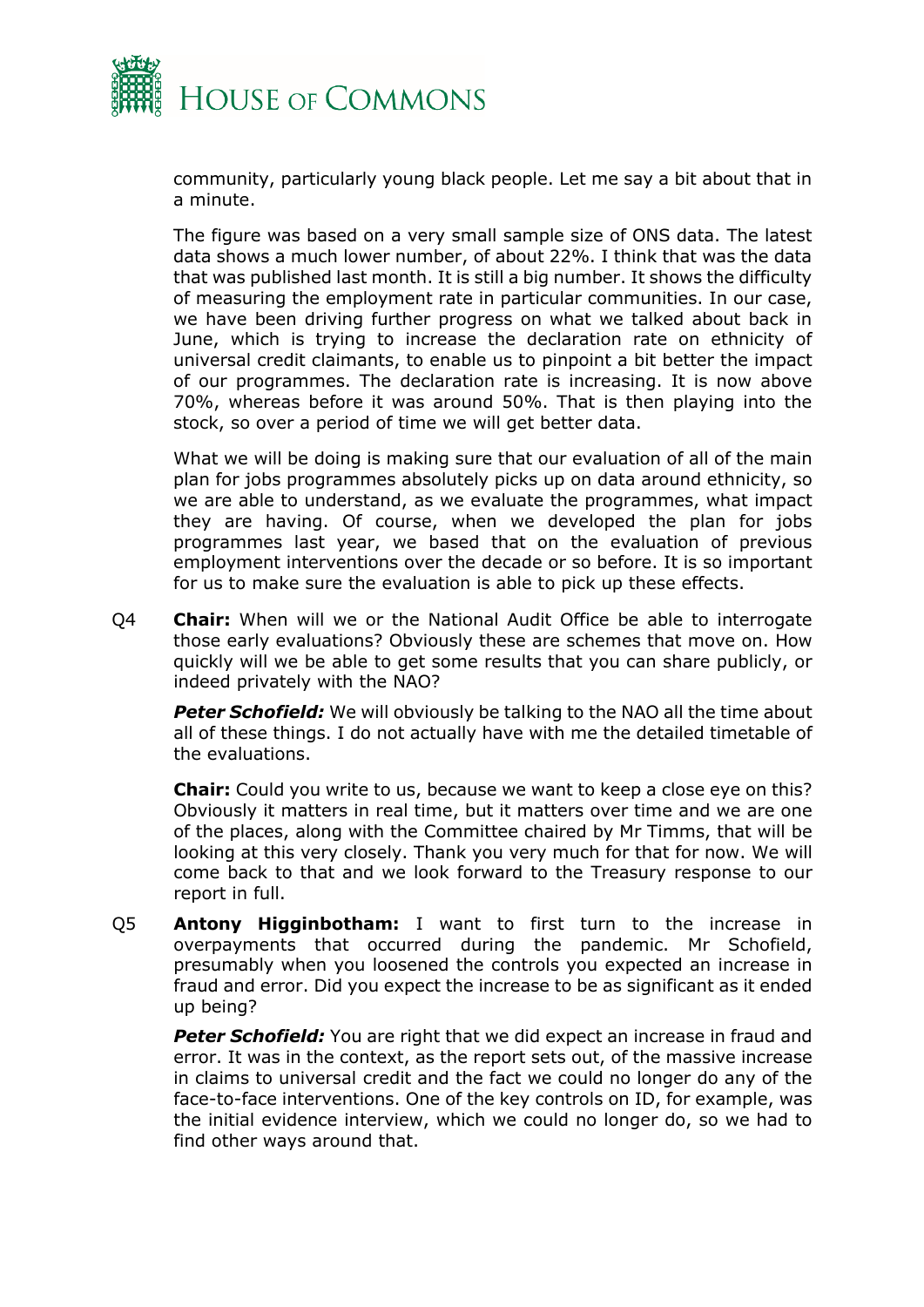community, particularly young black people. Let me say a bit about that in a minute.

The figure was based on a very small sample size of ONS data. The latest data shows a much lower number, of about 22%. I think that was the data that was published last month. It is still a big number. It shows the difficulty of measuring the employment rate in particular communities. In our case, we have been driving further progress on what we talked about back in June, which is trying to increase the declaration rate on ethnicity of universal credit claimants, to enable us to pinpoint a bit better the impact of our programmes. The declaration rate is increasing. It is now above 70%, whereas before it was around 50%. That is then playing into the stock, so over a period of time we will get better data.

What we will be doing is making sure that our evaluation of all of the main plan for jobs programmes absolutely picks up on data around ethnicity, so we are able to understand, as we evaluate the programmes, what impact they are having. Of course, when we developed the plan for jobs programmes last year, we based that on the evaluation of previous employment interventions over the decade or so before. It is so important for us to make sure the evaluation is able to pick up these effects.

Q4 **Chair:** When will we or the National Audit Office be able to interrogate those early evaluations? Obviously these are schemes that move on. How quickly will we be able to get some results that you can share publicly, or indeed privately with the NAO?

***Peter Schofield:*** We will obviously be talking to the NAO all the time about all of these things. I do not actually have with me the detailed timetable of the evaluations.

**Chair:** Could you write to us, because we want to keep a close eye on this? Obviously it matters in real time, but it matters over time and we are one of the places, along with the Committee chaired by Mr Timms, that will be looking at this very closely. Thank you very much for that for now. We will come back to that and we look forward to the Treasury response to our report in full.

Q5 **Antony Higginbotham:** I want to first turn to the increase in overpayments that occurred during the pandemic. Mr Schofield, presumably when you loosened the controls you expected an increase in fraud and error. Did you expect the increase to be as significant as it ended up being?

***Peter Schofield:*** You are right that we did expect an increase in fraud and error. It was in the context, as the report sets out, of the massive increase in claims to universal credit and the fact we could no longer do any of the face-to-face interventions. One of the key controls on ID, for example, was the initial evidence interview, which we could no longer do, so we had to find other ways around that.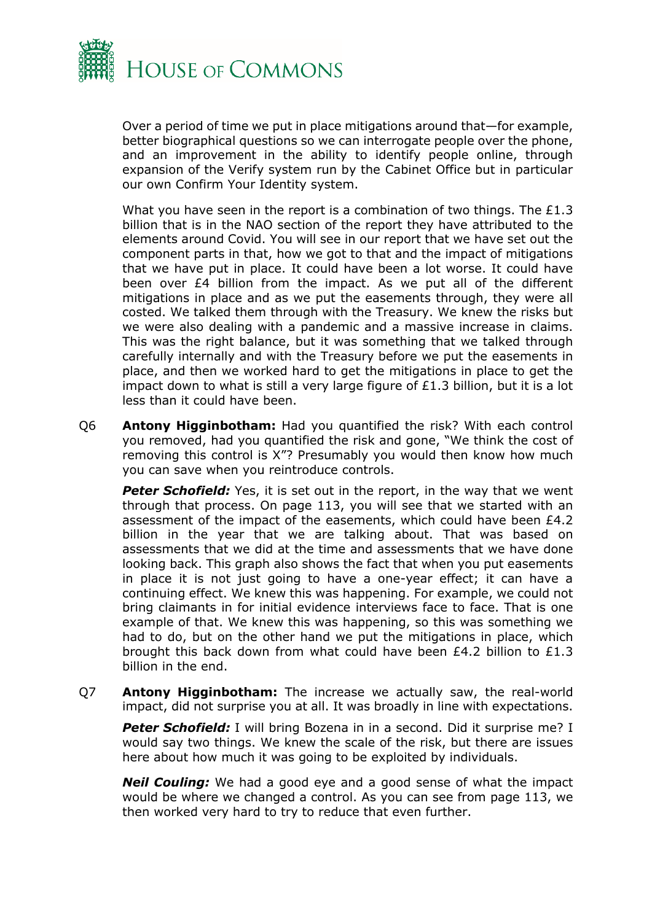Over a period of time we put in place mitigations around that—for example, better biographical questions so we can interrogate people over the phone, and an improvement in the ability to identify people online, through expansion of the Verify system run by the Cabinet Office but in particular our own Confirm Your Identity system.

What you have seen in the report is a combination of two things. The £1.3 billion that is in the NAO section of the report they have attributed to the elements around Covid. You will see in our report that we have set out the component parts in that, how we got to that and the impact of mitigations that we have put in place. It could have been a lot worse. It could have been over £4 billion from the impact. As we put all of the different mitigations in place and as we put the easements through, they were all costed. We talked them through with the Treasury. We knew the risks but we were also dealing with a pandemic and a massive increase in claims. This was the right balance, but it was something that we talked through carefully internally and with the Treasury before we put the easements in place, and then we worked hard to get the mitigations in place to get the impact down to what is still a very large figure of £1.3 billion, but it is a lot less than it could have been.

Q6 **Antony Higginbotham:** Had you quantified the risk? With each control you removed, had you quantified the risk and gone, "We think the cost of removing this control is X"? Presumably you would then know how much you can save when you reintroduce controls.

***Peter Schofield:*** Yes, it is set out in the report, in the way that we went through that process. On page 113, you will see that we started with an assessment of the impact of the easements, which could have been £4.2 billion in the year that we are talking about. That was based on assessments that we did at the time and assessments that we have done looking back. This graph also shows the fact that when you put easements in place it is not just going to have a one-year effect; it can have a continuing effect. We knew this was happening. For example, we could not bring claimants in for initial evidence interviews face to face. That is one example of that. We knew this was happening, so this was something we had to do, but on the other hand we put the mitigations in place, which brought this back down from what could have been £4.2 billion to £1.3 billion in the end.

Q7 **Antony Higginbotham:** The increase we actually saw, the real-world impact, did not surprise you at all. It was broadly in line with expectations.

***Peter Schofield:*** I will bring Bozena in in a second. Did it surprise me? I would say two things. We knew the scale of the risk, but there are issues here about how much it was going to be exploited by individuals.

***Neil Couling:*** We had a good eye and a good sense of what the impact would be where we changed a control. As you can see from page 113, we then worked very hard to try to reduce that even further.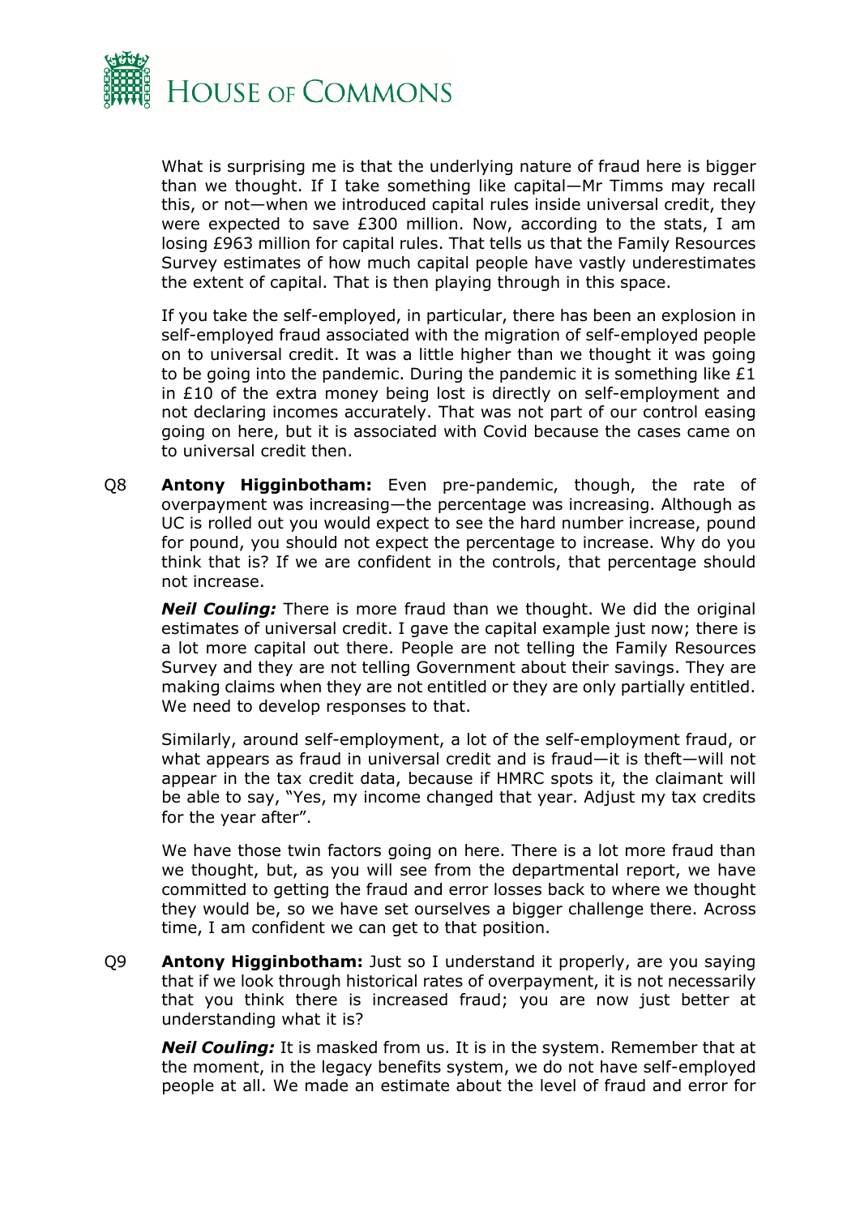What is surprising me is that the underlying nature of fraud here is bigger than we thought. If I take something like capital—Mr Timms may recall this, or not—when we introduced capital rules inside universal credit, they were expected to save £300 million. Now, according to the stats, I am losing £963 million for capital rules. That tells us that the Family Resources Survey estimates of how much capital people have vastly underestimates the extent of capital. That is then playing through in this space.

If you take the self-employed, in particular, there has been an explosion in self-employed fraud associated with the migration of self-employed people on to universal credit. It was a little higher than we thought it was going to be going into the pandemic. During the pandemic it is something like £1 in £10 of the extra money being lost is directly on self-employment and not declaring incomes accurately. That was not part of our control easing going on here, but it is associated with Covid because the cases came on to universal credit then.

Q8 **Antony Higginbotham:** Even pre-pandemic, though, the rate of overpayment was increasing—the percentage was increasing. Although as UC is rolled out you would expect to see the hard number increase, pound for pound, you should not expect the percentage to increase. Why do you think that is? If we are confident in the controls, that percentage should not increase.

***Neil Couling:*** There is more fraud than we thought. We did the original estimates of universal credit. I gave the capital example just now; there is a lot more capital out there. People are not telling the Family Resources Survey and they are not telling Government about their savings. They are making claims when they are not entitled or they are only partially entitled. We need to develop responses to that.

Similarly, around self-employment, a lot of the self-employment fraud, or what appears as fraud in universal credit and is fraud—it is theft—will not appear in the tax credit data, because if HMRC spots it, the claimant will be able to say, "Yes, my income changed that year. Adjust my tax credits for the year after".

We have those twin factors going on here. There is a lot more fraud than we thought, but, as you will see from the departmental report, we have committed to getting the fraud and error losses back to where we thought they would be, so we have set ourselves a bigger challenge there. Across time, I am confident we can get to that position.

Q9 **Antony Higginbotham:** Just so I understand it properly, are you saying that if we look through historical rates of overpayment, it is not necessarily that you think there is increased fraud; you are now just better at understanding what it is?

***Neil Couling:*** It is masked from us. It is in the system. Remember that at the moment, in the legacy benefits system, we do not have self-employed people at all. We made an estimate about the level of fraud and error for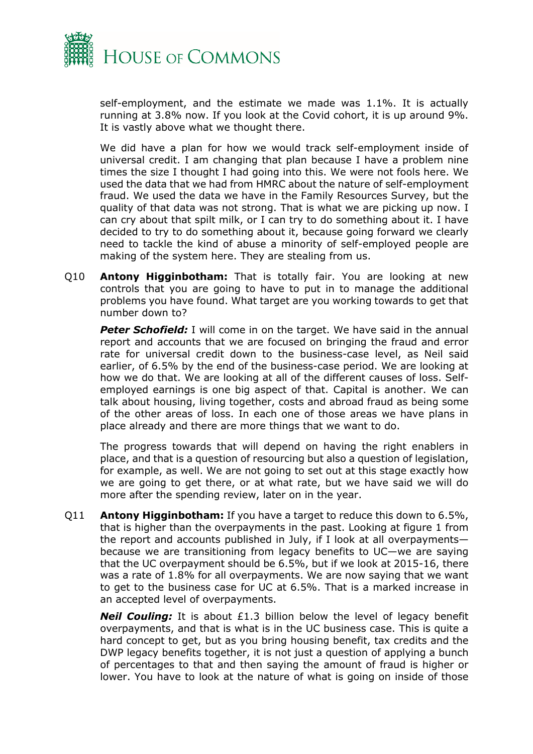self-employment, and the estimate we made was 1.1%. It is actually running at 3.8% now. If you look at the Covid cohort, it is up around 9%. It is vastly above what we thought there.

We did have a plan for how we would track self-employment inside of universal credit. I am changing that plan because I have a problem nine times the size I thought I had going into this. We were not fools here. We used the data that we had from HMRC about the nature of self-employment fraud. We used the data we have in the Family Resources Survey, but the quality of that data was not strong. That is what we are picking up now. I can cry about that spilt milk, or I can try to do something about it. I have decided to try to do something about it, because going forward we clearly need to tackle the kind of abuse a minority of self-employed people are making of the system here. They are stealing from us.

Q10 **Antony Higginbotham:** That is totally fair. You are looking at new controls that you are going to have to put in to manage the additional problems you have found. What target are you working towards to get that number down to?

***Peter Schofield:*** I will come in on the target. We have said in the annual report and accounts that we are focused on bringing the fraud and error rate for universal credit down to the business-case level, as Neil said earlier, of 6.5% by the end of the business-case period. We are looking at how we do that. We are looking at all of the different causes of loss. Self-employed earnings is one big aspect of that. Capital is another. We can talk about housing, living together, costs and abroad fraud as being some of the other areas of loss. In each one of those areas we have plans in place already and there are more things that we want to do.

The progress towards that will depend on having the right enablers in place, and that is a question of resourcing but also a question of legislation, for example, as well. We are not going to set out at this stage exactly how we are going to get there, or at what rate, but we have said we will do more after the spending review, later on in the year.

Q11 **Antony Higginbotham:** If you have a target to reduce this down to 6.5%, that is higher than the overpayments in the past. Looking at figure 1 from the report and accounts published in July, if I look at all overpayments—because we are transitioning from legacy benefits to UC—we are saying that the UC overpayment should be 6.5%, but if we look at 2015-16, there was a rate of 1.8% for all overpayments. We are now saying that we want to get to the business case for UC at 6.5%. That is a marked increase in an accepted level of overpayments.

***Neil Couling:*** It is about £1.3 billion below the level of legacy benefit overpayments, and that is what is in the UC business case. This is quite a hard concept to get, but as you bring housing benefit, tax credits and the DWP legacy benefits together, it is not just a question of applying a bunch of percentages to that and then saying the amount of fraud is higher or lower. You have to look at the nature of what is going on inside of those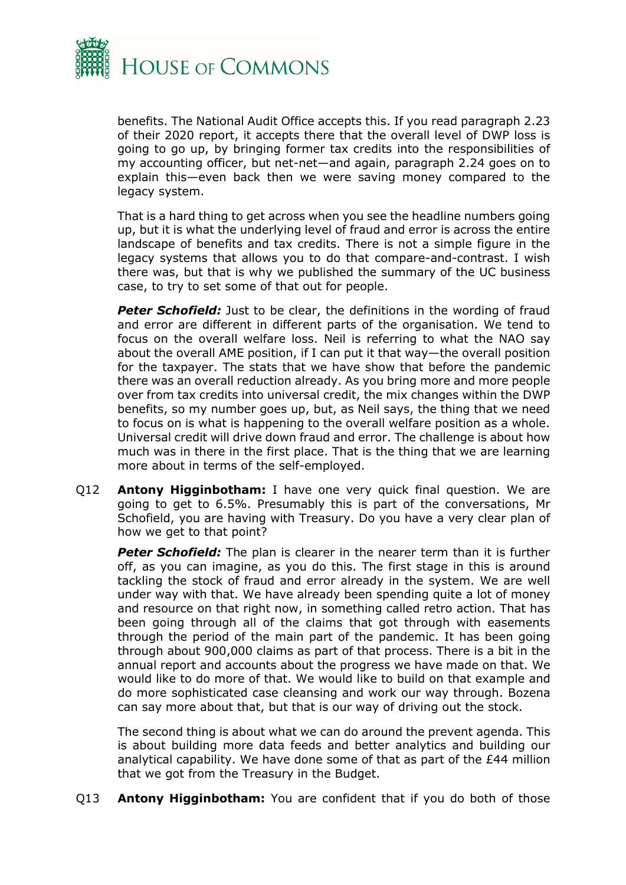benefits. The National Audit Office accepts this. If you read paragraph 2.23 of their 2020 report, it accepts there that the overall level of DWP loss is going to go up, by bringing former tax credits into the responsibilities of my accounting officer, but net-net—and again, paragraph 2.24 goes on to explain this—even back then we were saving money compared to the legacy system.

That is a hard thing to get across when you see the headline numbers going up, but it is what the underlying level of fraud and error is across the entire landscape of benefits and tax credits. There is not a simple figure in the legacy systems that allows you to do that compare-and-contrast. I wish there was, but that is why we published the summary of the UC business case, to try to set some of that out for people.

***Peter Schofield:*** Just to be clear, the definitions in the wording of fraud and error are different in different parts of the organisation. We tend to focus on the overall welfare loss. Neil is referring to what the NAO say about the overall AME position, if I can put it that way—the overall position for the taxpayer. The stats that we have show that before the pandemic there was an overall reduction already. As you bring more and more people over from tax credits into universal credit, the mix changes within the DWP benefits, so my number goes up, but, as Neil says, the thing that we need to focus on is what is happening to the overall welfare position as a whole. Universal credit will drive down fraud and error. The challenge is about how much was in there in the first place. That is the thing that we are learning more about in terms of the self-employed.

Q12 **Antony Higginbotham:** I have one very quick final question. We are going to get to 6.5%. Presumably this is part of the conversations, Mr Schofield, you are having with Treasury. Do you have a very clear plan of how we get to that point?

***Peter Schofield:*** The plan is clearer in the nearer term than it is further off, as you can imagine, as you do this. The first stage in this is around tackling the stock of fraud and error already in the system. We are well under way with that. We have already been spending quite a lot of money and resource on that right now, in something called retro action. That has been going through all of the claims that got through with easements through the period of the main part of the pandemic. It has been going through about 900,000 claims as part of that process. There is a bit in the annual report and accounts about the progress we have made on that. We would like to do more of that. We would like to build on that example and do more sophisticated case cleansing and work our way through. Bozena can say more about that, but that is our way of driving out the stock.

The second thing is about what we can do around the prevent agenda. This is about building more data feeds and better analytics and building our analytical capability. We have done some of that as part of the £44 million that we got from the Treasury in the Budget.

Q13 **Antony Higginbotham:** You are confident that if you do both of those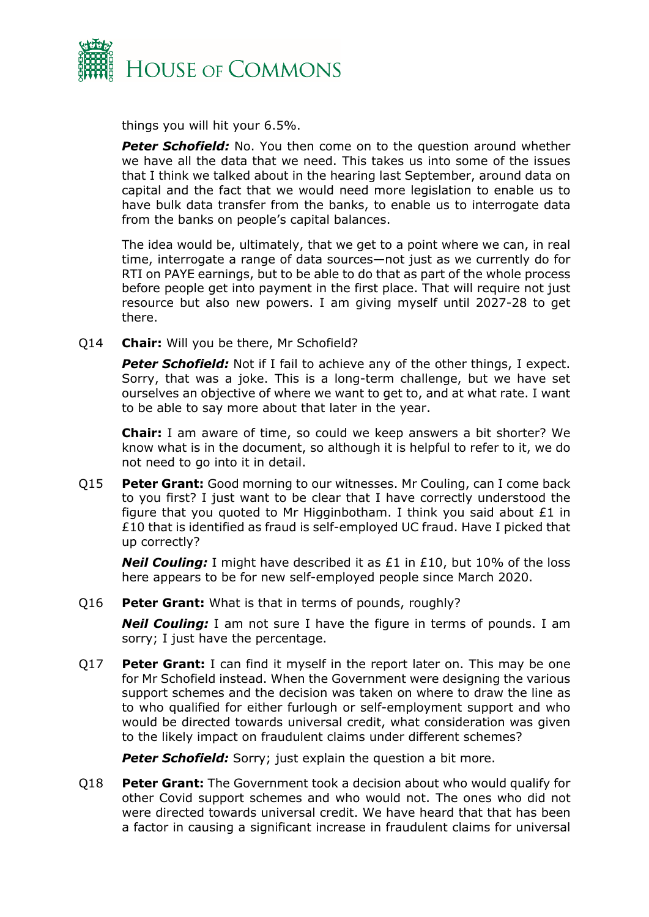things you will hit your 6.5%.

***Peter Schofield:*** No. You then come on to the question around whether we have all the data that we need. This takes us into some of the issues that I think we talked about in the hearing last September, around data on capital and the fact that we would need more legislation to enable us to have bulk data transfer from the banks, to enable us to interrogate data from the banks on people's capital balances.

The idea would be, ultimately, that we get to a point where we can, in real time, interrogate a range of data sources—not just as we currently do for RTI on PAYE earnings, but to be able to do that as part of the whole process before people get into payment in the first place. That will require not just resource but also new powers. I am giving myself until 2027-28 to get there.

Q14 **Chair:** Will you be there, Mr Schofield?

***Peter Schofield:*** Not if I fail to achieve any of the other things, I expect. Sorry, that was a joke. This is a long-term challenge, but we have set ourselves an objective of where we want to get to, and at what rate. I want to be able to say more about that later in the year.

**Chair:** I am aware of time, so could we keep answers a bit shorter? We know what is in the document, so although it is helpful to refer to it, we do not need to go into it in detail.

Q15 **Peter Grant:** Good morning to our witnesses. Mr Couling, can I come back to you first? I just want to be clear that I have correctly understood the figure that you quoted to Mr Higginbotham. I think you said about £1 in £10 that is identified as fraud is self-employed UC fraud. Have I picked that up correctly?

***Neil Couling:*** I might have described it as £1 in £10, but 10% of the loss here appears to be for new self-employed people since March 2020.

Q16 **Peter Grant:** What is that in terms of pounds, roughly?

***Neil Couling:*** I am not sure I have the figure in terms of pounds. I am sorry; I just have the percentage.

Q17 **Peter Grant:** I can find it myself in the report later on. This may be one for Mr Schofield instead. When the Government were designing the various support schemes and the decision was taken on where to draw the line as to who qualified for either furlough or self-employment support and who would be directed towards universal credit, what consideration was given to the likely impact on fraudulent claims under different schemes?

***Peter Schofield:*** Sorry; just explain the question a bit more.

Q18 **Peter Grant:** The Government took a decision about who would qualify for other Covid support schemes and who would not. The ones who did not were directed towards universal credit. We have heard that that has been a factor in causing a significant increase in fraudulent claims for universal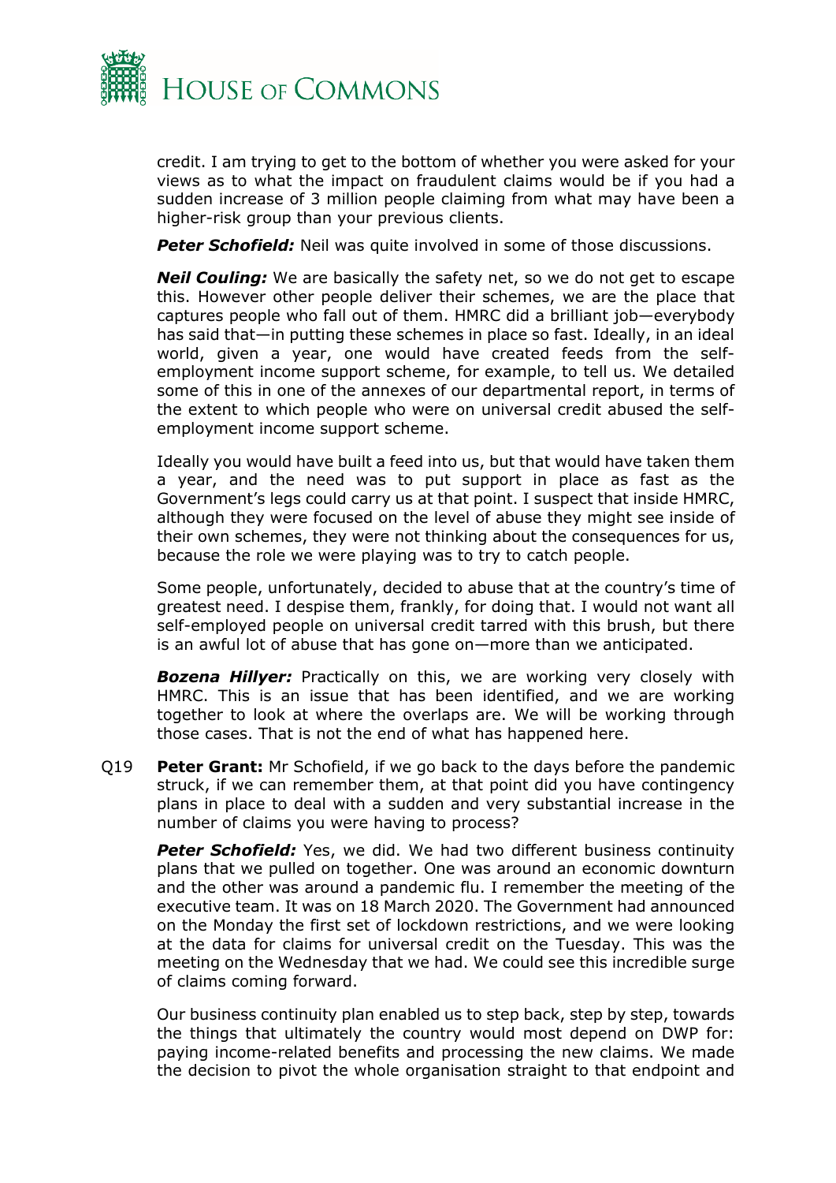credit. I am trying to get to the bottom of whether you were asked for your views as to what the impact on fraudulent claims would be if you had a sudden increase of 3 million people claiming from what may have been a higher-risk group than your previous clients.

***Peter Schofield:*** Neil was quite involved in some of those discussions.

***Neil Couling:*** We are basically the safety net, so we do not get to escape this. However other people deliver their schemes, we are the place that captures people who fall out of them. HMRC did a brilliant job—everybody has said that—in putting these schemes in place so fast. Ideally, in an ideal world, given a year, one would have created feeds from the self-employment income support scheme, for example, to tell us. We detailed some of this in one of the annexes of our departmental report, in terms of the extent to which people who were on universal credit abused the self-employment income support scheme.

Ideally you would have built a feed into us, but that would have taken them a year, and the need was to put support in place as fast as the Government's legs could carry us at that point. I suspect that inside HMRC, although they were focused on the level of abuse they might see inside of their own schemes, they were not thinking about the consequences for us, because the role we were playing was to try to catch people.

Some people, unfortunately, decided to abuse that at the country's time of greatest need. I despise them, frankly, for doing that. I would not want all self-employed people on universal credit tarred with this brush, but there is an awful lot of abuse that has gone on—more than we anticipated.

***Bozena Hillyer:*** Practically on this, we are working very closely with HMRC. This is an issue that has been identified, and we are working together to look at where the overlaps are. We will be working through those cases. That is not the end of what has happened here.

Q19 **Peter Grant:** Mr Schofield, if we go back to the days before the pandemic struck, if we can remember them, at that point did you have contingency plans in place to deal with a sudden and very substantial increase in the number of claims you were having to process?

***Peter Schofield:*** Yes, we did. We had two different business continuity plans that we pulled on together. One was around an economic downturn and the other was around a pandemic flu. I remember the meeting of the executive team. It was on 18 March 2020. The Government had announced on the Monday the first set of lockdown restrictions, and we were looking at the data for claims for universal credit on the Tuesday. This was the meeting on the Wednesday that we had. We could see this incredible surge of claims coming forward.

Our business continuity plan enabled us to step back, step by step, towards the things that ultimately the country would most depend on DWP for: paying income-related benefits and processing the new claims. We made the decision to pivot the whole organisation straight to that endpoint and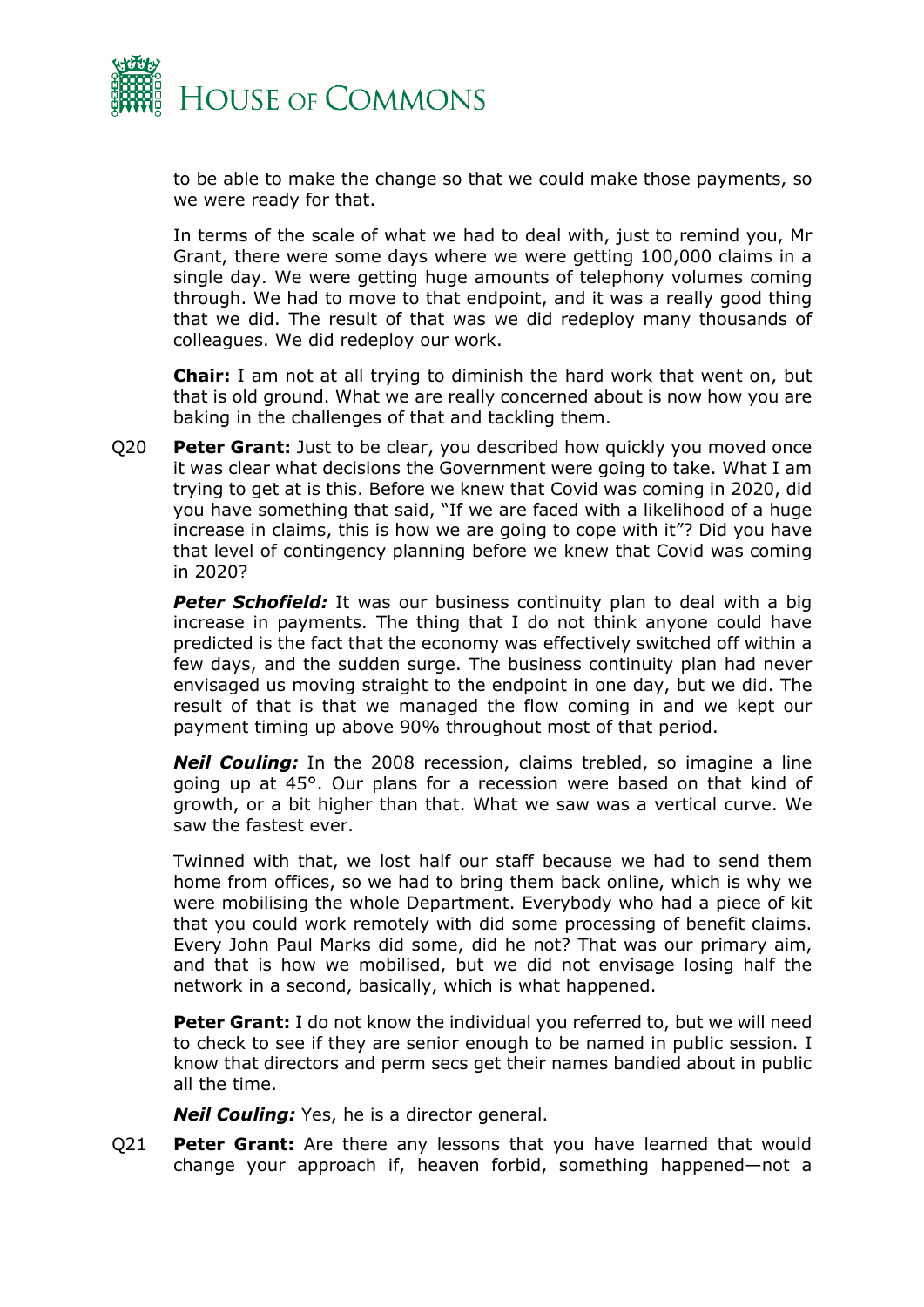to be able to make the change so that we could make those payments, so we were ready for that.

In terms of the scale of what we had to deal with, just to remind you, Mr Grant, there were some days where we were getting 100,000 claims in a single day. We were getting huge amounts of telephony volumes coming through. We had to move to that endpoint, and it was a really good thing that we did. The result of that was we did redeploy many thousands of colleagues. We did redeploy our work.

**Chair:** I am not at all trying to diminish the hard work that went on, but that is old ground. What we are really concerned about is now how you are baking in the challenges of that and tackling them.

Q20 **Peter Grant:** Just to be clear, you described how quickly you moved once it was clear what decisions the Government were going to take. What I am trying to get at is this. Before we knew that Covid was coming in 2020, did you have something that said, "If we are faced with a likelihood of a huge increase in claims, this is how we are going to cope with it"? Did you have that level of contingency planning before we knew that Covid was coming in 2020?

***Peter Schofield:*** It was our business continuity plan to deal with a big increase in payments. The thing that I do not think anyone could have predicted is the fact that the economy was effectively switched off within a few days, and the sudden surge. The business continuity plan had never envisaged us moving straight to the endpoint in one day, but we did. The result of that is that we managed the flow coming in and we kept our payment timing up above 90% throughout most of that period.

***Neil Couling:*** In the 2008 recession, claims trebled, so imagine a line going up at 45°. Our plans for a recession were based on that kind of growth, or a bit higher than that. What we saw was a vertical curve. We saw the fastest ever.

Twinned with that, we lost half our staff because we had to send them home from offices, so we had to bring them back online, which is why we were mobilising the whole Department. Everybody who had a piece of kit that you could work remotely with did some processing of benefit claims. Every John Paul Marks did some, did he not? That was our primary aim, and that is how we mobilised, but we did not envisage losing half the network in a second, basically, which is what happened.

**Peter Grant:** I do not know the individual you referred to, but we will need to check to see if they are senior enough to be named in public session. I know that directors and perm secs get their names bandied about in public all the time.

***Neil Couling:*** Yes, he is a director general.

Q21 **Peter Grant:** Are there any lessons that you have learned that would change your approach if, heaven forbid, something happened—not a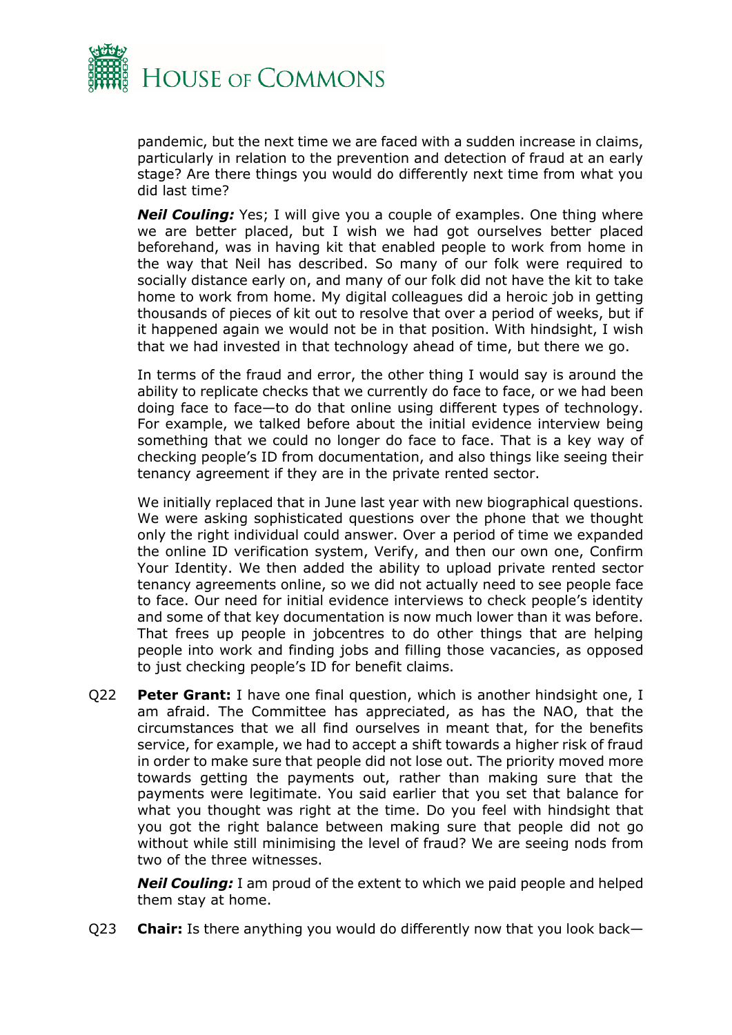pandemic, but the next time we are faced with a sudden increase in claims, particularly in relation to the prevention and detection of fraud at an early stage? Are there things you would do differently next time from what you did last time?

***Neil Couling:*** Yes; I will give you a couple of examples. One thing where we are better placed, but I wish we had got ourselves better placed beforehand, was in having kit that enabled people to work from home in the way that Neil has described. So many of our folk were required to socially distance early on, and many of our folk did not have the kit to take home to work from home. My digital colleagues did a heroic job in getting thousands of pieces of kit out to resolve that over a period of weeks, but if it happened again we would not be in that position. With hindsight, I wish that we had invested in that technology ahead of time, but there we go.

In terms of the fraud and error, the other thing I would say is around the ability to replicate checks that we currently do face to face, or we had been doing face to face—to do that online using different types of technology. For example, we talked before about the initial evidence interview being something that we could no longer do face to face. That is a key way of checking people's ID from documentation, and also things like seeing their tenancy agreement if they are in the private rented sector.

We initially replaced that in June last year with new biographical questions. We were asking sophisticated questions over the phone that we thought only the right individual could answer. Over a period of time we expanded the online ID verification system, Verify, and then our own one, Confirm Your Identity. We then added the ability to upload private rented sector tenancy agreements online, so we did not actually need to see people face to face. Our need for initial evidence interviews to check people's identity and some of that key documentation is now much lower than it was before. That frees up people in jobcentres to do other things that are helping people into work and finding jobs and filling those vacancies, as opposed to just checking people's ID for benefit claims.

Q22 **Peter Grant:** I have one final question, which is another hindsight one, I am afraid. The Committee has appreciated, as has the NAO, that the circumstances that we all find ourselves in meant that, for the benefits service, for example, we had to accept a shift towards a higher risk of fraud in order to make sure that people did not lose out. The priority moved more towards getting the payments out, rather than making sure that the payments were legitimate. You said earlier that you set that balance for what you thought was right at the time. Do you feel with hindsight that you got the right balance between making sure that people did not go without while still minimising the level of fraud? We are seeing nods from two of the three witnesses.

***Neil Couling:*** I am proud of the extent to which we paid people and helped them stay at home.

Q23 **Chair:** Is there anything you would do differently now that you look back—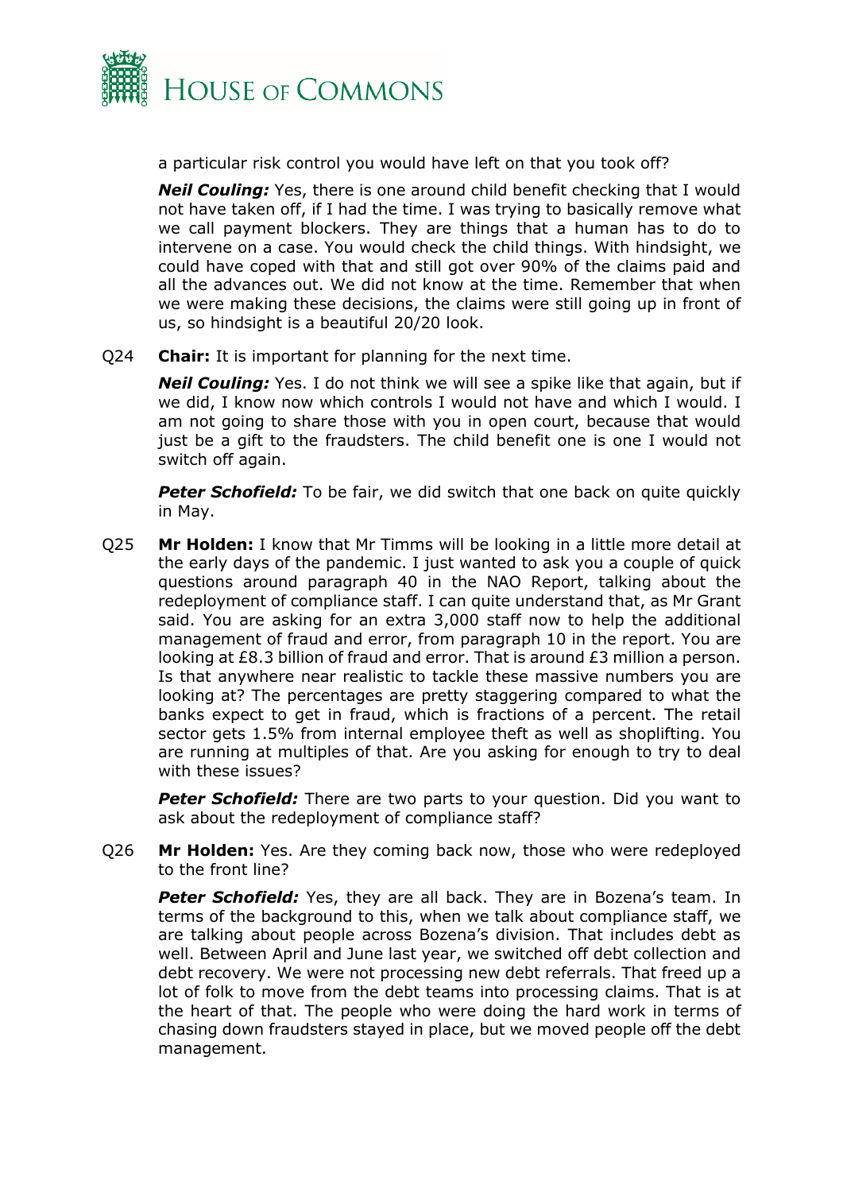a particular risk control you would have left on that you took off?

***Neil Couling:*** Yes, there is one around child benefit checking that I would not have taken off, if I had the time. I was trying to basically remove what we call payment blockers. They are things that a human has to do to intervene on a case. You would check the child things. With hindsight, we could have coped with that and still got over 90% of the claims paid and all the advances out. We did not know at the time. Remember that when we were making these decisions, the claims were still going up in front of us, so hindsight is a beautiful 20/20 look.

Q24 **Chair:** It is important for planning for the next time.

***Neil Couling:*** Yes. I do not think we will see a spike like that again, but if we did, I know now which controls I would not have and which I would. I am not going to share those with you in open court, because that would just be a gift to the fraudsters. The child benefit one is one I would not switch off again.

***Peter Schofield:*** To be fair, we did switch that one back on quite quickly in May.

Q25 **Mr Holden:** I know that Mr Timms will be looking in a little more detail at the early days of the pandemic. I just wanted to ask you a couple of quick questions around paragraph 40 in the NAO Report, talking about the redeployment of compliance staff. I can quite understand that, as Mr Grant said. You are asking for an extra 3,000 staff now to help the additional management of fraud and error, from paragraph 10 in the report. You are looking at £8.3 billion of fraud and error. That is around £3 million a person. Is that anywhere near realistic to tackle these massive numbers you are looking at? The percentages are pretty staggering compared to what the banks expect to get in fraud, which is fractions of a percent. The retail sector gets 1.5% from internal employee theft as well as shoplifting. You are running at multiples of that. Are you asking for enough to try to deal with these issues?

***Peter Schofield:*** There are two parts to your question. Did you want to ask about the redeployment of compliance staff?

Q26 **Mr Holden:** Yes. Are they coming back now, those who were redeployed to the front line?

***Peter Schofield:*** Yes, they are all back. They are in Bozena's team. In terms of the background to this, when we talk about compliance staff, we are talking about people across Bozena's division. That includes debt as well. Between April and June last year, we switched off debt collection and debt recovery. We were not processing new debt referrals. That freed up a lot of folk to move from the debt teams into processing claims. That is at the heart of that. The people who were doing the hard work in terms of chasing down fraudsters stayed in place, but we moved people off the debt management.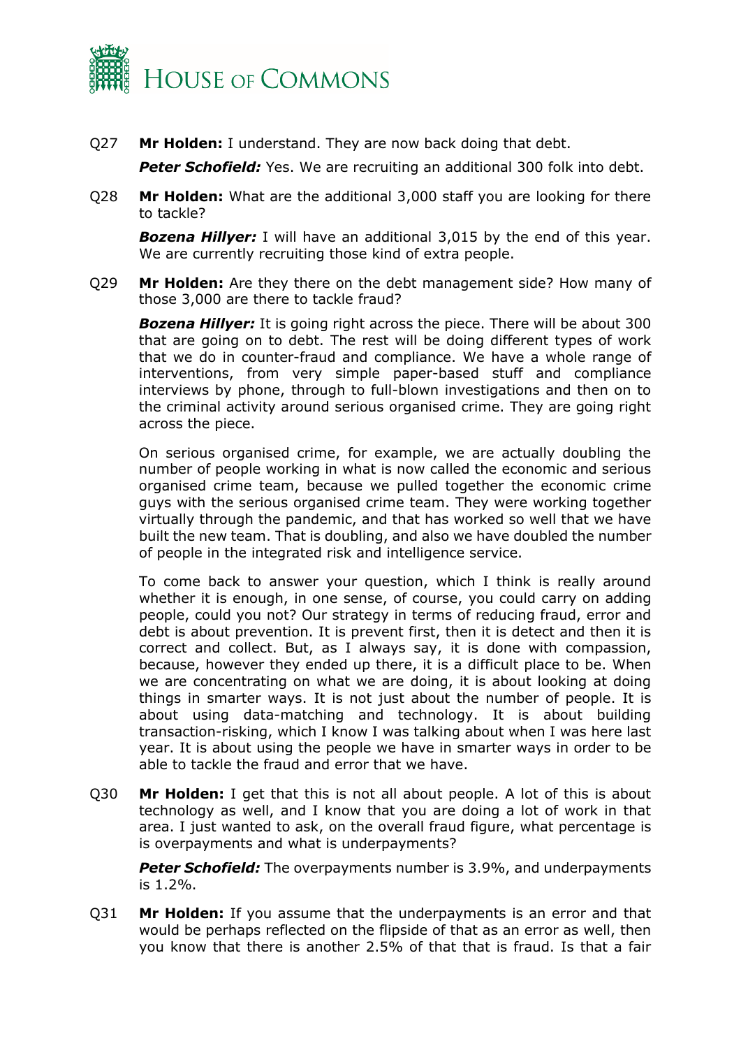Q27 **Mr Holden:** I understand. They are now back doing that debt.

***Peter Schofield:*** Yes. We are recruiting an additional 300 folk into debt.

Q28 **Mr Holden:** What are the additional 3,000 staff you are looking for there to tackle?

***Bozena Hillyer:*** I will have an additional 3,015 by the end of this year. We are currently recruiting those kind of extra people.

Q29 **Mr Holden:** Are they there on the debt management side? How many of those 3,000 are there to tackle fraud?

***Bozena Hillyer:*** It is going right across the piece. There will be about 300 that are going on to debt. The rest will be doing different types of work that we do in counter-fraud and compliance. We have a whole range of interventions, from very simple paper-based stuff and compliance interviews by phone, through to full-blown investigations and then on to the criminal activity around serious organised crime. They are going right across the piece.

On serious organised crime, for example, we are actually doubling the number of people working in what is now called the economic and serious organised crime team, because we pulled together the economic crime guys with the serious organised crime team. They were working together virtually through the pandemic, and that has worked so well that we have built the new team. That is doubling, and also we have doubled the number of people in the integrated risk and intelligence service.

To come back to answer your question, which I think is really around whether it is enough, in one sense, of course, you could carry on adding people, could you not? Our strategy in terms of reducing fraud, error and debt is about prevention. It is prevent first, then it is detect and then it is correct and collect. But, as I always say, it is done with compassion, because, however they ended up there, it is a difficult place to be. When we are concentrating on what we are doing, it is about looking at doing things in smarter ways. It is not just about the number of people. It is about using data-matching and technology. It is about building transaction-risking, which I know I was talking about when I was here last year. It is about using the people we have in smarter ways in order to be able to tackle the fraud and error that we have.

Q30 **Mr Holden:** I get that this is not all about people. A lot of this is about technology as well, and I know that you are doing a lot of work in that area. I just wanted to ask, on the overall fraud figure, what percentage is is overpayments and what is underpayments?

***Peter Schofield:*** The overpayments number is 3.9%, and underpayments is 1.2%.

Q31 **Mr Holden:** If you assume that the underpayments is an error and that would be perhaps reflected on the flipside of that as an error as well, then you know that there is another 2.5% of that that is fraud. Is that a fair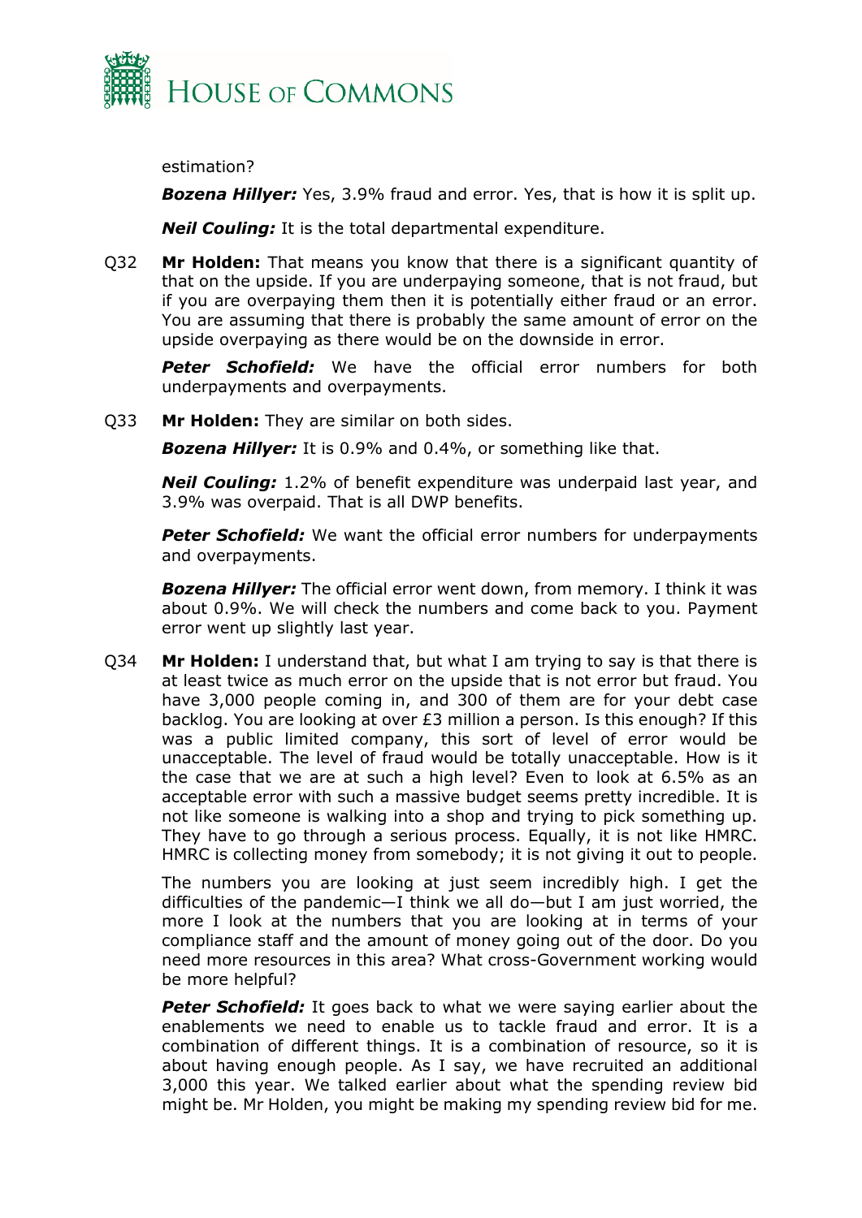estimation?

***Bozena Hillyer:*** Yes, 3.9% fraud and error. Yes, that is how it is split up.

***Neil Couling:*** It is the total departmental expenditure.

Q32 **Mr Holden:** That means you know that there is a significant quantity of that on the upside. If you are underpaying someone, that is not fraud, but if you are overpaying them then it is potentially either fraud or an error. You are assuming that there is probably the same amount of error on the upside overpaying as there would be on the downside in error.

***Peter Schofield:*** We have the official error numbers for both underpayments and overpayments.

Q33 **Mr Holden:** They are similar on both sides.

***Bozena Hillyer:*** It is 0.9% and 0.4%, or something like that.

***Neil Couling:*** 1.2% of benefit expenditure was underpaid last year, and 3.9% was overpaid. That is all DWP benefits.

***Peter Schofield:*** We want the official error numbers for underpayments and overpayments.

***Bozena Hillyer:*** The official error went down, from memory. I think it was about 0.9%. We will check the numbers and come back to you. Payment error went up slightly last year.

Q34 **Mr Holden:** I understand that, but what I am trying to say is that there is at least twice as much error on the upside that is not error but fraud. You have 3,000 people coming in, and 300 of them are for your debt case backlog. You are looking at over £3 million a person. Is this enough? If this was a public limited company, this sort of level of error would be unacceptable. The level of fraud would be totally unacceptable. How is it the case that we are at such a high level? Even to look at 6.5% as an acceptable error with such a massive budget seems pretty incredible. It is not like someone is walking into a shop and trying to pick something up. They have to go through a serious process. Equally, it is not like HMRC. HMRC is collecting money from somebody; it is not giving it out to people.

The numbers you are looking at just seem incredibly high. I get the difficulties of the pandemic—I think we all do—but I am just worried, the more I look at the numbers that you are looking at in terms of your compliance staff and the amount of money going out of the door. Do you need more resources in this area? What cross-Government working would be more helpful?

***Peter Schofield:*** It goes back to what we were saying earlier about the enablements we need to enable us to tackle fraud and error. It is a combination of different things. It is a combination of resource, so it is about having enough people. As I say, we have recruited an additional 3,000 this year. We talked earlier about what the spending review bid might be. Mr Holden, you might be making my spending review bid for me.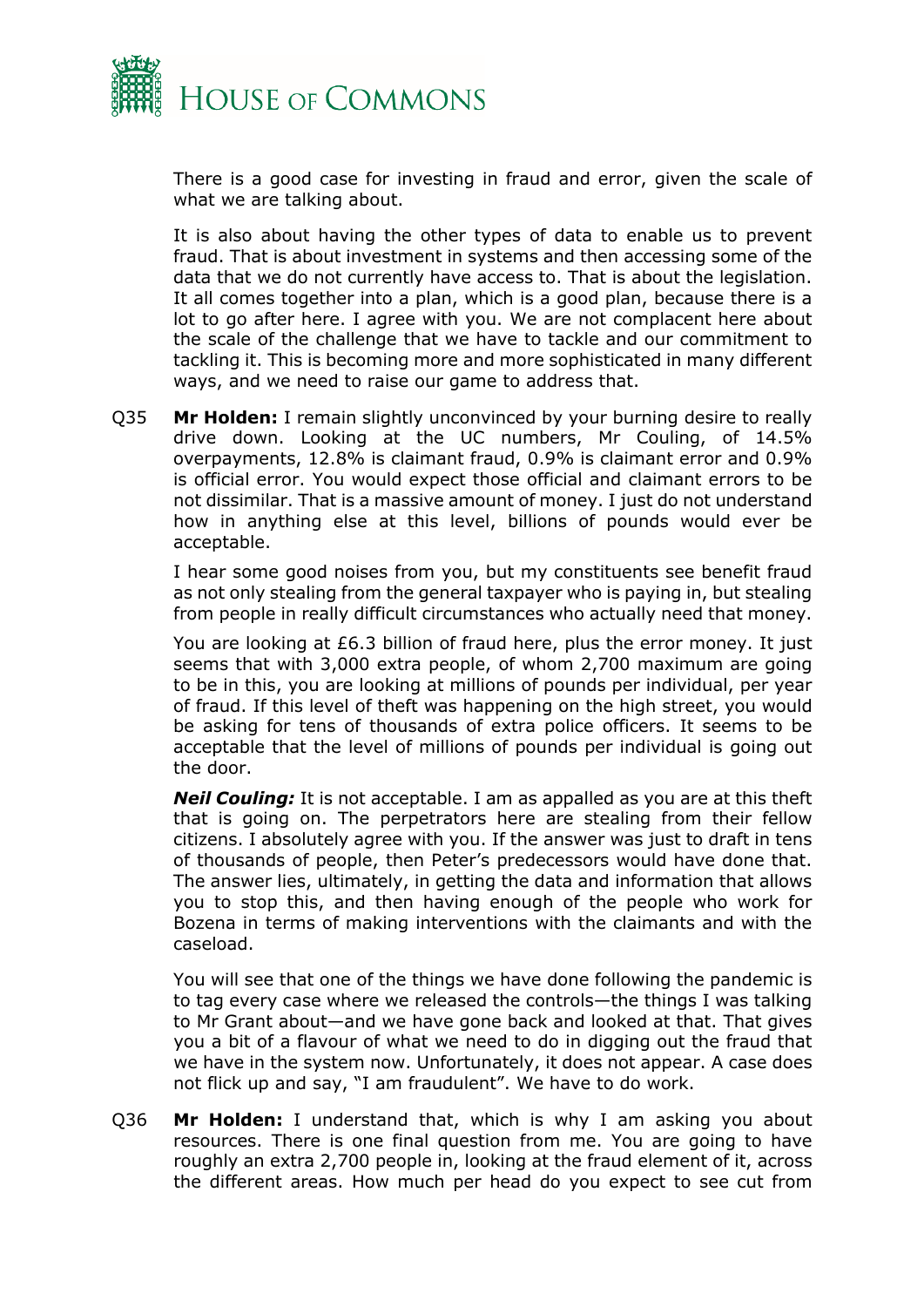There is a good case for investing in fraud and error, given the scale of what we are talking about.

It is also about having the other types of data to enable us to prevent fraud. That is about investment in systems and then accessing some of the data that we do not currently have access to. That is about the legislation. It all comes together into a plan, which is a good plan, because there is a lot to go after here. I agree with you. We are not complacent here about the scale of the challenge that we have to tackle and our commitment to tackling it. This is becoming more and more sophisticated in many different ways, and we need to raise our game to address that.

Q35 **Mr Holden:** I remain slightly unconvinced by your burning desire to really drive down. Looking at the UC numbers, Mr Couling, of 14.5% overpayments, 12.8% is claimant fraud, 0.9% is claimant error and 0.9% is official error. You would expect those official and claimant errors to be not dissimilar. That is a massive amount of money. I just do not understand how in anything else at this level, billions of pounds would ever be acceptable.

I hear some good noises from you, but my constituents see benefit fraud as not only stealing from the general taxpayer who is paying in, but stealing from people in really difficult circumstances who actually need that money.

You are looking at £6.3 billion of fraud here, plus the error money. It just seems that with 3,000 extra people, of whom 2,700 maximum are going to be in this, you are looking at millions of pounds per individual, per year of fraud. If this level of theft was happening on the high street, you would be asking for tens of thousands of extra police officers. It seems to be acceptable that the level of millions of pounds per individual is going out the door.

***Neil Couling:*** It is not acceptable. I am as appalled as you are at this theft that is going on. The perpetrators here are stealing from their fellow citizens. I absolutely agree with you. If the answer was just to draft in tens of thousands of people, then Peter's predecessors would have done that. The answer lies, ultimately, in getting the data and information that allows you to stop this, and then having enough of the people who work for Bozena in terms of making interventions with the claimants and with the caseload.

You will see that one of the things we have done following the pandemic is to tag every case where we released the controls—the things I was talking to Mr Grant about—and we have gone back and looked at that. That gives you a bit of a flavour of what we need to do in digging out the fraud that we have in the system now. Unfortunately, it does not appear. A case does not flick up and say, "I am fraudulent". We have to do work.

Q36 **Mr Holden:** I understand that, which is why I am asking you about resources. There is one final question from me. You are going to have roughly an extra 2,700 people in, looking at the fraud element of it, across the different areas. How much per head do you expect to see cut from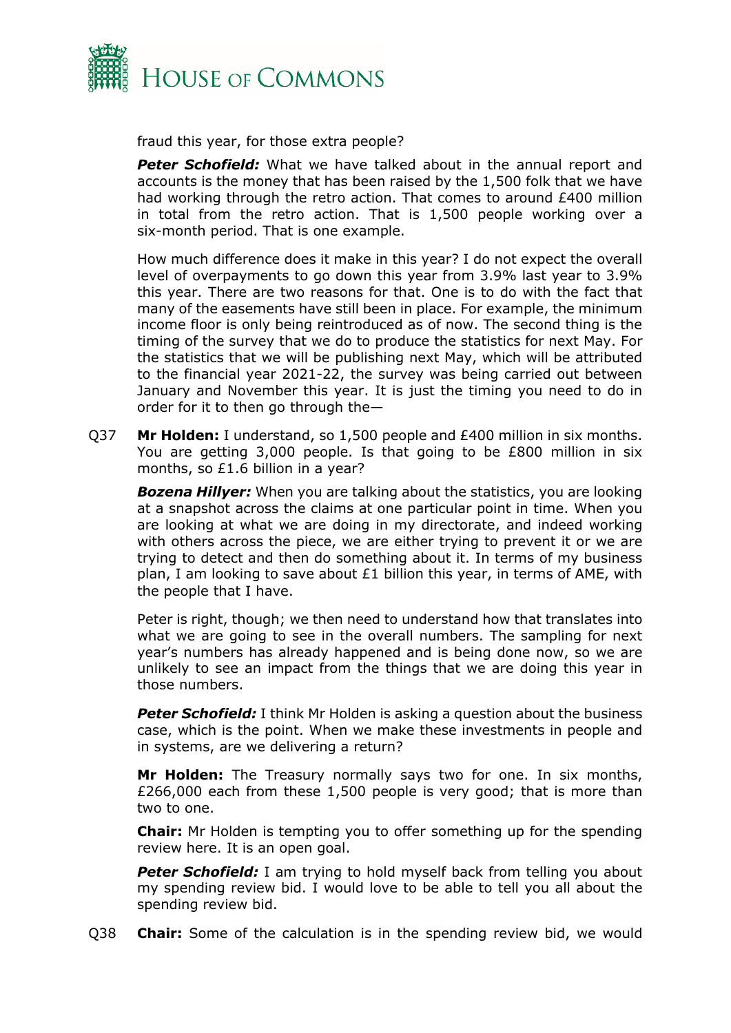fraud this year, for those extra people?

***Peter Schofield:*** What we have talked about in the annual report and accounts is the money that has been raised by the 1,500 folk that we have had working through the retro action. That comes to around £400 million in total from the retro action. That is 1,500 people working over a six-month period. That is one example.

How much difference does it make in this year? I do not expect the overall level of overpayments to go down this year from 3.9% last year to 3.9% this year. There are two reasons for that. One is to do with the fact that many of the easements have still been in place. For example, the minimum income floor is only being reintroduced as of now. The second thing is the timing of the survey that we do to produce the statistics for next May. For the statistics that we will be publishing next May, which will be attributed to the financial year 2021-22, the survey was being carried out between January and November this year. It is just the timing you need to do in order for it to then go through the—

Q37 **Mr Holden:** I understand, so 1,500 people and £400 million in six months. You are getting 3,000 people. Is that going to be £800 million in six months, so £1.6 billion in a year?

***Bozena Hillyer:*** When you are talking about the statistics, you are looking at a snapshot across the claims at one particular point in time. When you are looking at what we are doing in my directorate, and indeed working with others across the piece, we are either trying to prevent it or we are trying to detect and then do something about it. In terms of my business plan, I am looking to save about £1 billion this year, in terms of AME, with the people that I have.

Peter is right, though; we then need to understand how that translates into what we are going to see in the overall numbers. The sampling for next year's numbers has already happened and is being done now, so we are unlikely to see an impact from the things that we are doing this year in those numbers.

***Peter Schofield:*** I think Mr Holden is asking a question about the business case, which is the point. When we make these investments in people and in systems, are we delivering a return?

**Mr Holden:** The Treasury normally says two for one. In six months, £266,000 each from these 1,500 people is very good; that is more than two to one.

**Chair:** Mr Holden is tempting you to offer something up for the spending review here. It is an open goal.

***Peter Schofield:*** I am trying to hold myself back from telling you about my spending review bid. I would love to be able to tell you all about the spending review bid.

Q38 **Chair:** Some of the calculation is in the spending review bid, we would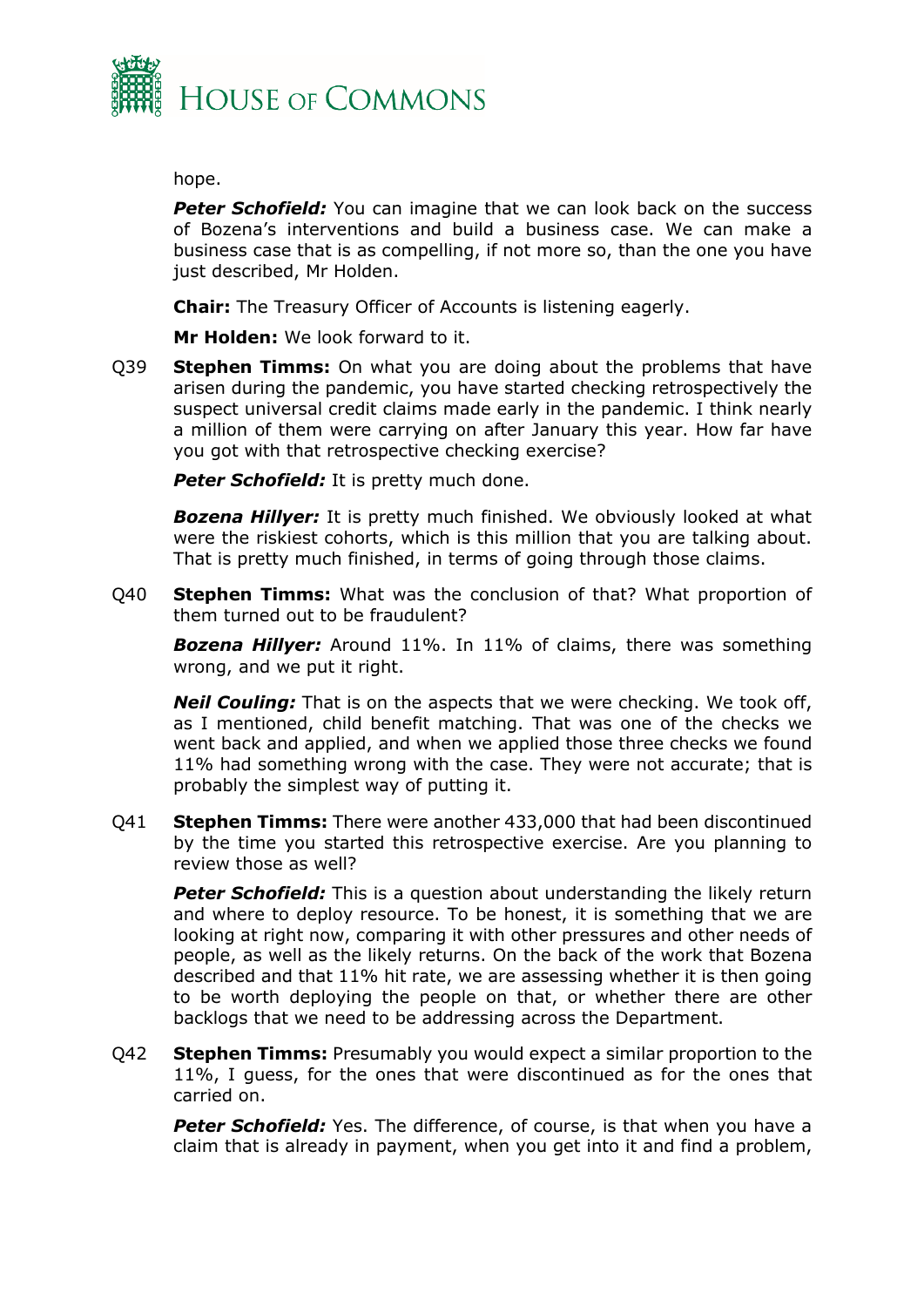hope.

***Peter Schofield:*** You can imagine that we can look back on the success of Bozena's interventions and build a business case. We can make a business case that is as compelling, if not more so, than the one you have just described, Mr Holden.

**Chair:** The Treasury Officer of Accounts is listening eagerly.

**Mr Holden:** We look forward to it.

Q39 **Stephen Timms:** On what you are doing about the problems that have arisen during the pandemic, you have started checking retrospectively the suspect universal credit claims made early in the pandemic. I think nearly a million of them were carrying on after January this year. How far have you got with that retrospective checking exercise?

***Peter Schofield:*** It is pretty much done.

***Bozena Hillyer:*** It is pretty much finished. We obviously looked at what were the riskiest cohorts, which is this million that you are talking about. That is pretty much finished, in terms of going through those claims.

Q40 **Stephen Timms:** What was the conclusion of that? What proportion of them turned out to be fraudulent?

***Bozena Hillyer:*** Around 11%. In 11% of claims, there was something wrong, and we put it right.

***Neil Couling:*** That is on the aspects that we were checking. We took off, as I mentioned, child benefit matching. That was one of the checks we went back and applied, and when we applied those three checks we found 11% had something wrong with the case. They were not accurate; that is probably the simplest way of putting it.

Q41 **Stephen Timms:** There were another 433,000 that had been discontinued by the time you started this retrospective exercise. Are you planning to review those as well?

***Peter Schofield:*** This is a question about understanding the likely return and where to deploy resource. To be honest, it is something that we are looking at right now, comparing it with other pressures and other needs of people, as well as the likely returns. On the back of the work that Bozena described and that 11% hit rate, we are assessing whether it is then going to be worth deploying the people on that, or whether there are other backlogs that we need to be addressing across the Department.

Q42 **Stephen Timms:** Presumably you would expect a similar proportion to the 11%, I guess, for the ones that were discontinued as for the ones that carried on.

***Peter Schofield:*** Yes. The difference, of course, is that when you have a claim that is already in payment, when you get into it and find a problem,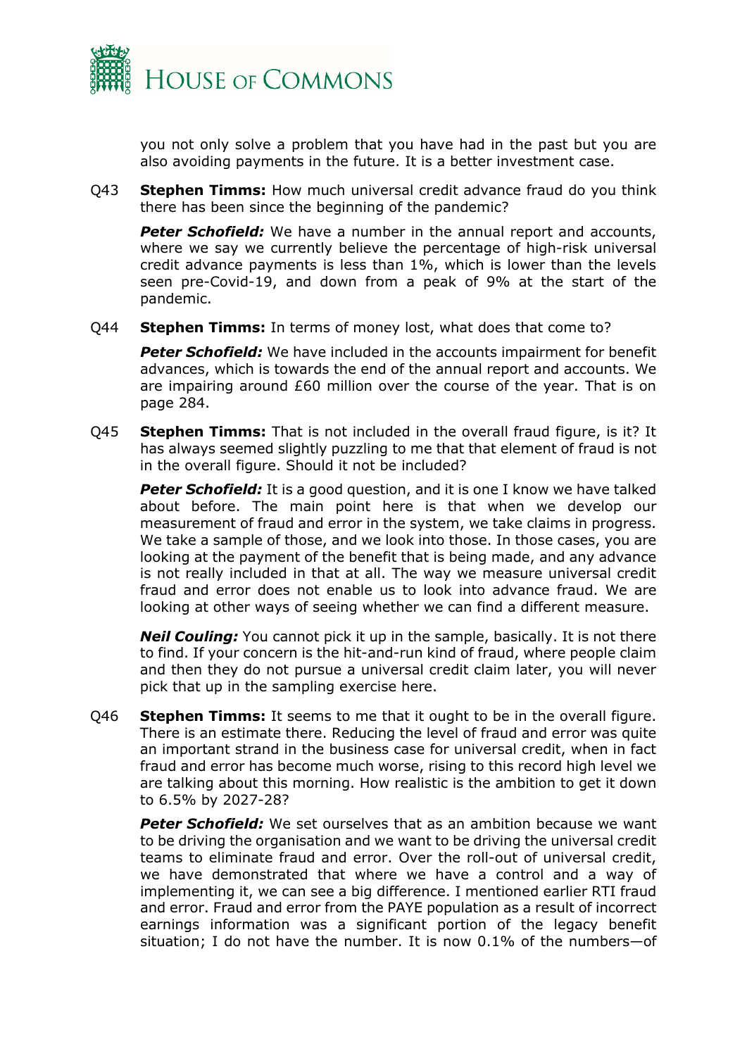you not only solve a problem that you have had in the past but you are also avoiding payments in the future. It is a better investment case.

Q43 **Stephen Timms:** How much universal credit advance fraud do you think there has been since the beginning of the pandemic?

***Peter Schofield:*** We have a number in the annual report and accounts, where we say we currently believe the percentage of high-risk universal credit advance payments is less than 1%, which is lower than the levels seen pre-Covid-19, and down from a peak of 9% at the start of the pandemic.

Q44 **Stephen Timms:** In terms of money lost, what does that come to?

***Peter Schofield:*** We have included in the accounts impairment for benefit advances, which is towards the end of the annual report and accounts. We are impairing around £60 million over the course of the year. That is on page 284.

Q45 **Stephen Timms:** That is not included in the overall fraud figure, is it? It has always seemed slightly puzzling to me that that element of fraud is not in the overall figure. Should it not be included?

***Peter Schofield:*** It is a good question, and it is one I know we have talked about before. The main point here is that when we develop our measurement of fraud and error in the system, we take claims in progress. We take a sample of those, and we look into those. In those cases, you are looking at the payment of the benefit that is being made, and any advance is not really included in that at all. The way we measure universal credit fraud and error does not enable us to look into advance fraud. We are looking at other ways of seeing whether we can find a different measure.

***Neil Couling:*** You cannot pick it up in the sample, basically. It is not there to find. If your concern is the hit-and-run kind of fraud, where people claim and then they do not pursue a universal credit claim later, you will never pick that up in the sampling exercise here.

Q46 **Stephen Timms:** It seems to me that it ought to be in the overall figure. There is an estimate there. Reducing the level of fraud and error was quite an important strand in the business case for universal credit, when in fact fraud and error has become much worse, rising to this record high level we are talking about this morning. How realistic is the ambition to get it down to 6.5% by 2027-28?

***Peter Schofield:*** We set ourselves that as an ambition because we want to be driving the organisation and we want to be driving the universal credit teams to eliminate fraud and error. Over the roll-out of universal credit, we have demonstrated that where we have a control and a way of implementing it, we can see a big difference. I mentioned earlier RTI fraud and error. Fraud and error from the PAYE population as a result of incorrect earnings information was a significant portion of the legacy benefit situation; I do not have the number. It is now 0.1% of the numbers—of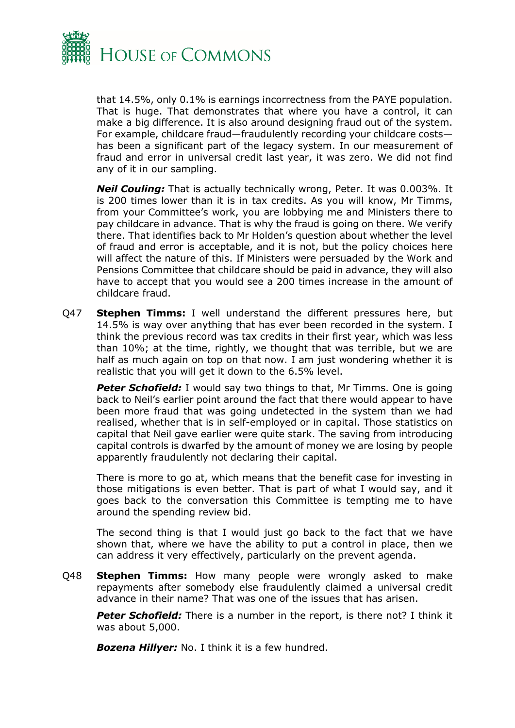that 14.5%, only 0.1% is earnings incorrectness from the PAYE population. That is huge. That demonstrates that where you have a control, it can make a big difference. It is also around designing fraud out of the system. For example, childcare fraud—fraudulently recording your childcare costs—has been a significant part of the legacy system. In our measurement of fraud and error in universal credit last year, it was zero. We did not find any of it in our sampling.

***Neil Couling:*** That is actually technically wrong, Peter. It was 0.003%. It is 200 times lower than it is in tax credits. As you will know, Mr Timms, from your Committee's work, you are lobbying me and Ministers there to pay childcare in advance. That is why the fraud is going on there. We verify there. That identifies back to Mr Holden's question about whether the level of fraud and error is acceptable, and it is not, but the policy choices here will affect the nature of this. If Ministers were persuaded by the Work and Pensions Committee that childcare should be paid in advance, they will also have to accept that you would see a 200 times increase in the amount of childcare fraud.

Q47 **Stephen Timms:** I well understand the different pressures here, but 14.5% is way over anything that has ever been recorded in the system. I think the previous record was tax credits in their first year, which was less than 10%; at the time, rightly, we thought that was terrible, but we are half as much again on top on that now. I am just wondering whether it is realistic that you will get it down to the 6.5% level.

***Peter Schofield:*** I would say two things to that, Mr Timms. One is going back to Neil's earlier point around the fact that there would appear to have been more fraud that was going undetected in the system than we had realised, whether that is in self-employed or in capital. Those statistics on capital that Neil gave earlier were quite stark. The saving from introducing capital controls is dwarfed by the amount of money we are losing by people apparently fraudulently not declaring their capital.

There is more to go at, which means that the benefit case for investing in those mitigations is even better. That is part of what I would say, and it goes back to the conversation this Committee is tempting me to have around the spending review bid.

The second thing is that I would just go back to the fact that we have shown that, where we have the ability to put a control in place, then we can address it very effectively, particularly on the prevent agenda.

Q48 **Stephen Timms:** How many people were wrongly asked to make repayments after somebody else fraudulently claimed a universal credit advance in their name? That was one of the issues that has arisen.

***Peter Schofield:*** There is a number in the report, is there not? I think it was about 5,000.

***Bozena Hillyer:*** No. I think it is a few hundred.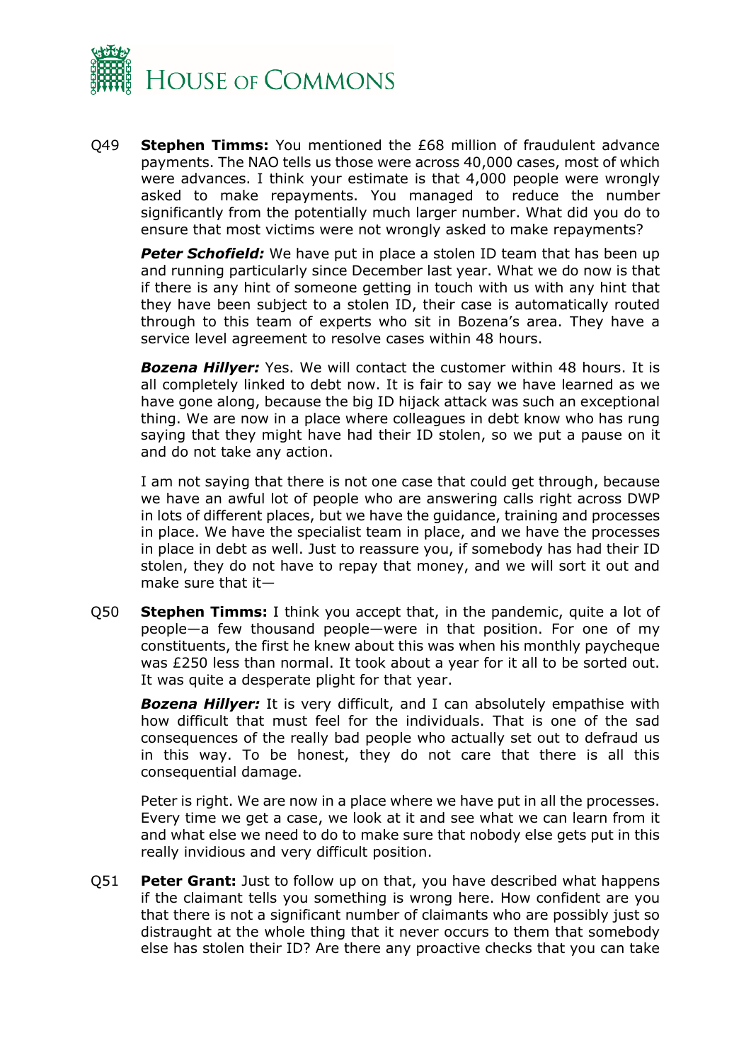Q49 **Stephen Timms:** You mentioned the £68 million of fraudulent advance payments. The NAO tells us those were across 40,000 cases, most of which were advances. I think your estimate is that 4,000 people were wrongly asked to make repayments. You managed to reduce the number significantly from the potentially much larger number. What did you do to ensure that most victims were not wrongly asked to make repayments?

***Peter Schofield:*** We have put in place a stolen ID team that has been up and running particularly since December last year. What we do now is that if there is any hint of someone getting in touch with us with any hint that they have been subject to a stolen ID, their case is automatically routed through to this team of experts who sit in Bozena's area. They have a service level agreement to resolve cases within 48 hours.

***Bozena Hillyer:*** Yes. We will contact the customer within 48 hours. It is all completely linked to debt now. It is fair to say we have learned as we have gone along, because the big ID hijack attack was such an exceptional thing. We are now in a place where colleagues in debt know who has rung saying that they might have had their ID stolen, so we put a pause on it and do not take any action.

I am not saying that there is not one case that could get through, because we have an awful lot of people who are answering calls right across DWP in lots of different places, but we have the guidance, training and processes in place. We have the specialist team in place, and we have the processes in place in debt as well. Just to reassure you, if somebody has had their ID stolen, they do not have to repay that money, and we will sort it out and make sure that it—

Q50 **Stephen Timms:** I think you accept that, in the pandemic, quite a lot of people—a few thousand people—were in that position. For one of my constituents, the first he knew about this was when his monthly paycheque was £250 less than normal. It took about a year for it all to be sorted out. It was quite a desperate plight for that year.

***Bozena Hillyer:*** It is very difficult, and I can absolutely empathise with how difficult that must feel for the individuals. That is one of the sad consequences of the really bad people who actually set out to defraud us in this way. To be honest, they do not care that there is all this consequential damage.

Peter is right. We are now in a place where we have put in all the processes. Every time we get a case, we look at it and see what we can learn from it and what else we need to do to make sure that nobody else gets put in this really invidious and very difficult position.

Q51 **Peter Grant:** Just to follow up on that, you have described what happens if the claimant tells you something is wrong here. How confident are you that there is not a significant number of claimants who are possibly just so distraught at the whole thing that it never occurs to them that somebody else has stolen their ID? Are there any proactive checks that you can take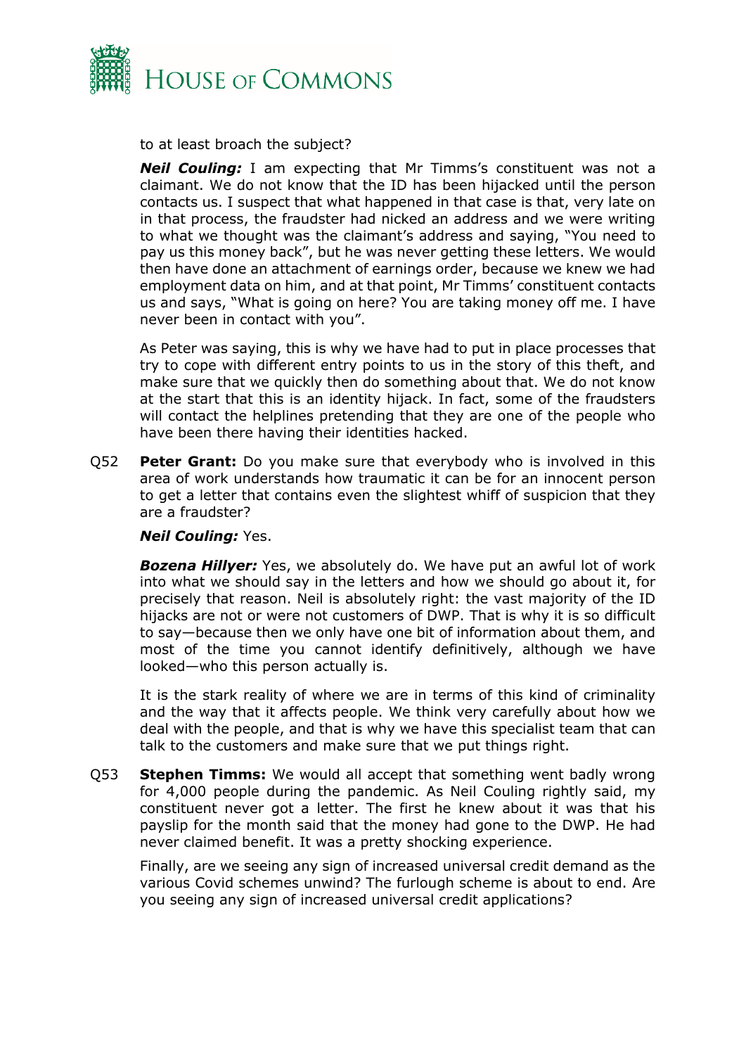to at least broach the subject?

***Neil Couling:*** I am expecting that Mr Timms's constituent was not a claimant. We do not know that the ID has been hijacked until the person contacts us. I suspect that what happened in that case is that, very late on in that process, the fraudster had nicked an address and we were writing to what we thought was the claimant's address and saying, "You need to pay us this money back", but he was never getting these letters. We would then have done an attachment of earnings order, because we knew we had employment data on him, and at that point, Mr Timms' constituent contacts us and says, "What is going on here? You are taking money off me. I have never been in contact with you".

As Peter was saying, this is why we have had to put in place processes that try to cope with different entry points to us in the story of this theft, and make sure that we quickly then do something about that. We do not know at the start that this is an identity hijack. In fact, some of the fraudsters will contact the helplines pretending that they are one of the people who have been there having their identities hacked.

Q52 **Peter Grant:** Do you make sure that everybody who is involved in this area of work understands how traumatic it can be for an innocent person to get a letter that contains even the slightest whiff of suspicion that they are a fraudster?

***Neil Couling:*** Yes.

***Bozena Hillyer:*** Yes, we absolutely do. We have put an awful lot of work into what we should say in the letters and how we should go about it, for precisely that reason. Neil is absolutely right: the vast majority of the ID hijacks are not or were not customers of DWP. That is why it is so difficult to say—because then we only have one bit of information about them, and most of the time you cannot identify definitively, although we have looked—who this person actually is.

It is the stark reality of where we are in terms of this kind of criminality and the way that it affects people. We think very carefully about how we deal with the people, and that is why we have this specialist team that can talk to the customers and make sure that we put things right.

Q53 **Stephen Timms:** We would all accept that something went badly wrong for 4,000 people during the pandemic. As Neil Couling rightly said, my constituent never got a letter. The first he knew about it was that his payslip for the month said that the money had gone to the DWP. He had never claimed benefit. It was a pretty shocking experience.

Finally, are we seeing any sign of increased universal credit demand as the various Covid schemes unwind? The furlough scheme is about to end. Are you seeing any sign of increased universal credit applications?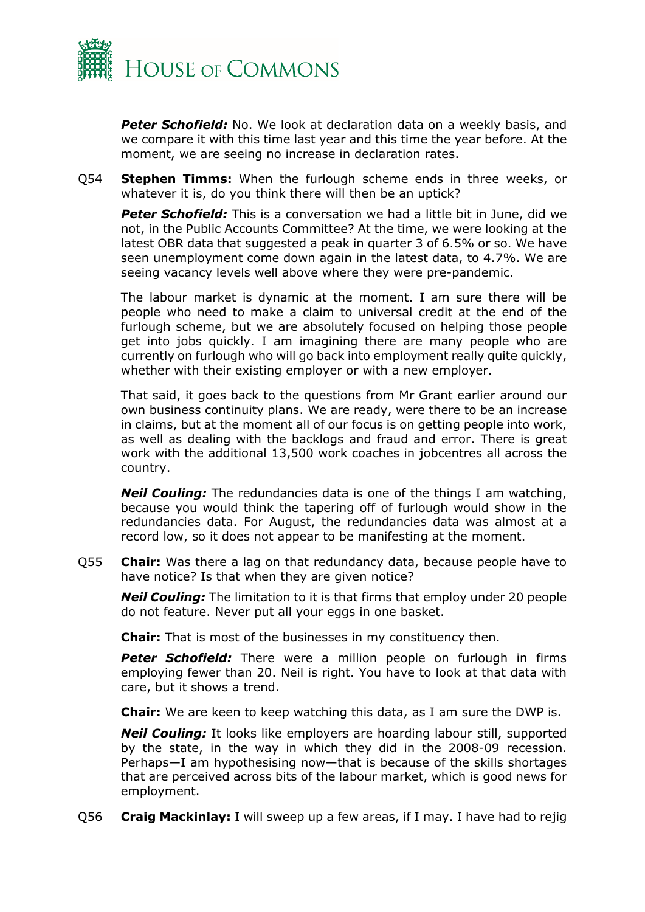***Peter Schofield:*** No. We look at declaration data on a weekly basis, and we compare it with this time last year and this time the year before. At the moment, we are seeing no increase in declaration rates.

Q54 **Stephen Timms:** When the furlough scheme ends in three weeks, or whatever it is, do you think there will then be an uptick?

***Peter Schofield:*** This is a conversation we had a little bit in June, did we not, in the Public Accounts Committee? At the time, we were looking at the latest OBR data that suggested a peak in quarter 3 of 6.5% or so. We have seen unemployment come down again in the latest data, to 4.7%. We are seeing vacancy levels well above where they were pre-pandemic.

The labour market is dynamic at the moment. I am sure there will be people who need to make a claim to universal credit at the end of the furlough scheme, but we are absolutely focused on helping those people get into jobs quickly. I am imagining there are many people who are currently on furlough who will go back into employment really quite quickly, whether with their existing employer or with a new employer.

That said, it goes back to the questions from Mr Grant earlier around our own business continuity plans. We are ready, were there to be an increase in claims, but at the moment all of our focus is on getting people into work, as well as dealing with the backlogs and fraud and error. There is great work with the additional 13,500 work coaches in jobcentres all across the country.

***Neil Couling:*** The redundancies data is one of the things I am watching, because you would think the tapering off of furlough would show in the redundancies data. For August, the redundancies data was almost at a record low, so it does not appear to be manifesting at the moment.

Q55 **Chair:** Was there a lag on that redundancy data, because people have to have notice? Is that when they are given notice?

***Neil Couling:*** The limitation to it is that firms that employ under 20 people do not feature. Never put all your eggs in one basket.

**Chair:** That is most of the businesses in my constituency then.

***Peter Schofield:*** There were a million people on furlough in firms employing fewer than 20. Neil is right. You have to look at that data with care, but it shows a trend.

**Chair:** We are keen to keep watching this data, as I am sure the DWP is.

***Neil Couling:*** It looks like employers are hoarding labour still, supported by the state, in the way in which they did in the 2008-09 recession. Perhaps—I am hypothesising now—that is because of the skills shortages that are perceived across bits of the labour market, which is good news for employment.

Q56 **Craig Mackinlay:** I will sweep up a few areas, if I may. I have had to rejig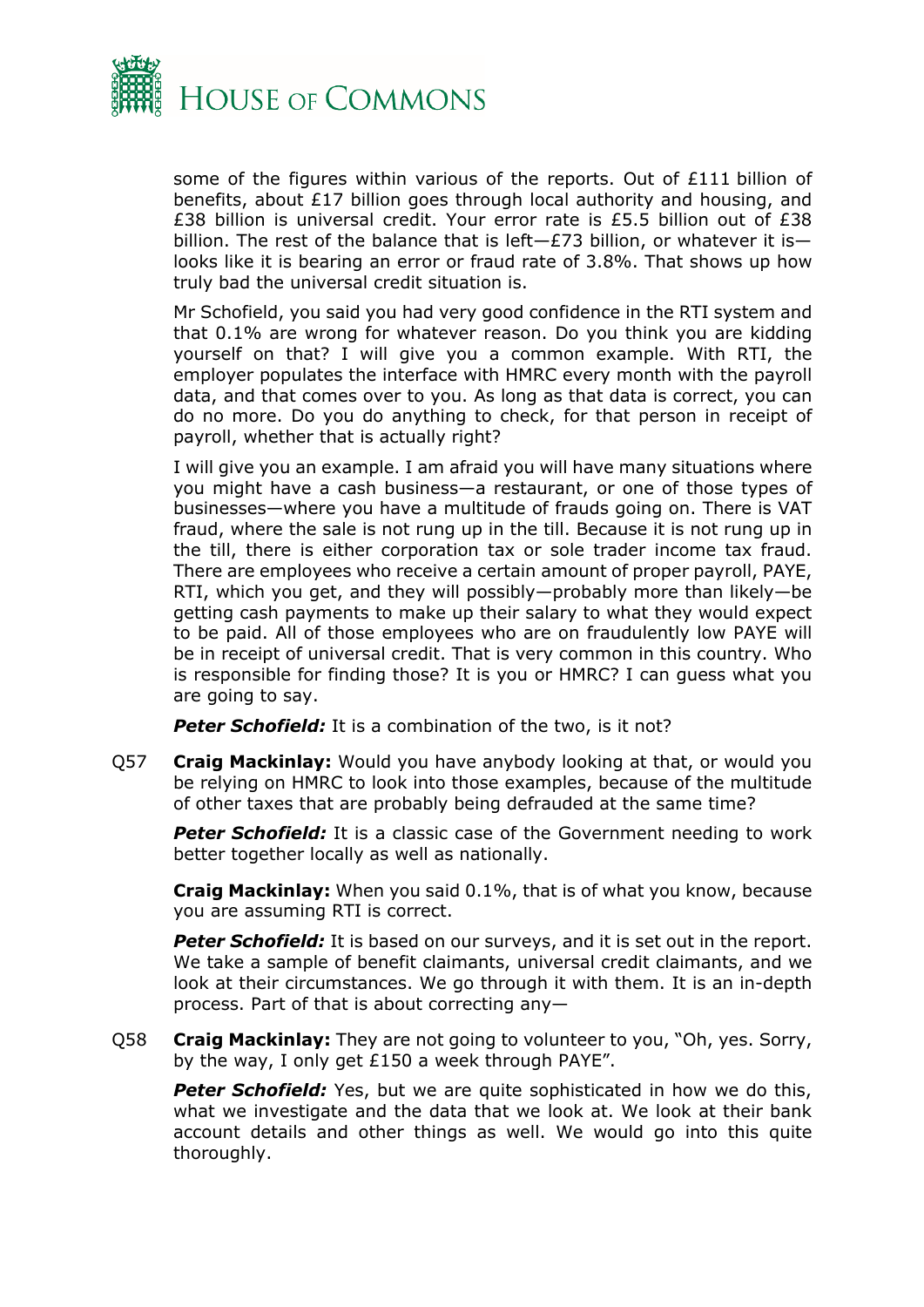some of the figures within various of the reports. Out of £111 billion of benefits, about £17 billion goes through local authority and housing, and £38 billion is universal credit. Your error rate is £5.5 billion out of £38 billion. The rest of the balance that is left—£73 billion, or whatever it is—looks like it is bearing an error or fraud rate of 3.8%. That shows up how truly bad the universal credit situation is.

Mr Schofield, you said you had very good confidence in the RTI system and that 0.1% are wrong for whatever reason. Do you think you are kidding yourself on that? I will give you a common example. With RTI, the employer populates the interface with HMRC every month with the payroll data, and that comes over to you. As long as that data is correct, you can do no more. Do you do anything to check, for that person in receipt of payroll, whether that is actually right?

I will give you an example. I am afraid you will have many situations where you might have a cash business—a restaurant, or one of those types of businesses—where you have a multitude of frauds going on. There is VAT fraud, where the sale is not rung up in the till. Because it is not rung up in the till, there is either corporation tax or sole trader income tax fraud. There are employees who receive a certain amount of proper payroll, PAYE, RTI, which you get, and they will possibly—probably more than likely—be getting cash payments to make up their salary to what they would expect to be paid. All of those employees who are on fraudulently low PAYE will be in receipt of universal credit. That is very common in this country. Who is responsible for finding those? It is you or HMRC? I can guess what you are going to say.

***Peter Schofield:*** It is a combination of the two, is it not?

Q57 **Craig Mackinlay:** Would you have anybody looking at that, or would you be relying on HMRC to look into those examples, because of the multitude of other taxes that are probably being defrauded at the same time?

***Peter Schofield:*** It is a classic case of the Government needing to work better together locally as well as nationally.

**Craig Mackinlay:** When you said 0.1%, that is of what you know, because you are assuming RTI is correct.

***Peter Schofield:*** It is based on our surveys, and it is set out in the report. We take a sample of benefit claimants, universal credit claimants, and we look at their circumstances. We go through it with them. It is an in-depth process. Part of that is about correcting any—

Q58 **Craig Mackinlay:** They are not going to volunteer to you, "Oh, yes. Sorry, by the way, I only get £150 a week through PAYE".

***Peter Schofield:*** Yes, but we are quite sophisticated in how we do this, what we investigate and the data that we look at. We look at their bank account details and other things as well. We would go into this quite thoroughly.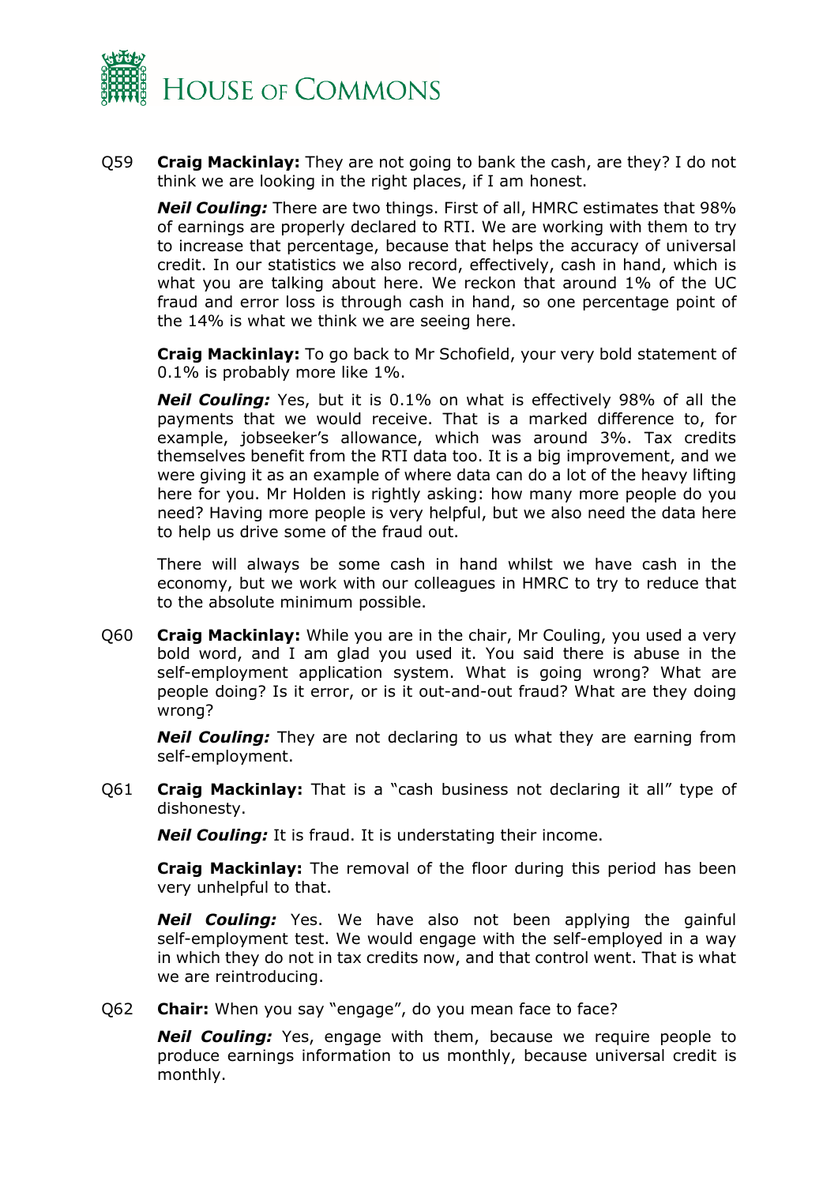Q59 **Craig Mackinlay:** They are not going to bank the cash, are they? I do not think we are looking in the right places, if I am honest.

***Neil Couling:*** There are two things. First of all, HMRC estimates that 98% of earnings are properly declared to RTI. We are working with them to try to increase that percentage, because that helps the accuracy of universal credit. In our statistics we also record, effectively, cash in hand, which is what you are talking about here. We reckon that around 1% of the UC fraud and error loss is through cash in hand, so one percentage point of the 14% is what we think we are seeing here.

**Craig Mackinlay:** To go back to Mr Schofield, your very bold statement of 0.1% is probably more like 1%.

***Neil Couling:*** Yes, but it is 0.1% on what is effectively 98% of all the payments that we would receive. That is a marked difference to, for example, jobseeker's allowance, which was around 3%. Tax credits themselves benefit from the RTI data too. It is a big improvement, and we were giving it as an example of where data can do a lot of the heavy lifting here for you. Mr Holden is rightly asking: how many more people do you need? Having more people is very helpful, but we also need the data here to help us drive some of the fraud out.

There will always be some cash in hand whilst we have cash in the economy, but we work with our colleagues in HMRC to try to reduce that to the absolute minimum possible.

Q60 **Craig Mackinlay:** While you are in the chair, Mr Couling, you used a very bold word, and I am glad you used it. You said there is abuse in the self-employment application system. What is going wrong? What are people doing? Is it error, or is it out-and-out fraud? What are they doing wrong?

***Neil Couling:*** They are not declaring to us what they are earning from self-employment.

Q61 **Craig Mackinlay:** That is a "cash business not declaring it all" type of dishonesty.

***Neil Couling:*** It is fraud. It is understating their income.

**Craig Mackinlay:** The removal of the floor during this period has been very unhelpful to that.

***Neil Couling:*** Yes. We have also not been applying the gainful self-employment test. We would engage with the self-employed in a way in which they do not in tax credits now, and that control went. That is what we are reintroducing.

Q62 **Chair:** When you say "engage", do you mean face to face?

***Neil Couling:*** Yes, engage with them, because we require people to produce earnings information to us monthly, because universal credit is monthly.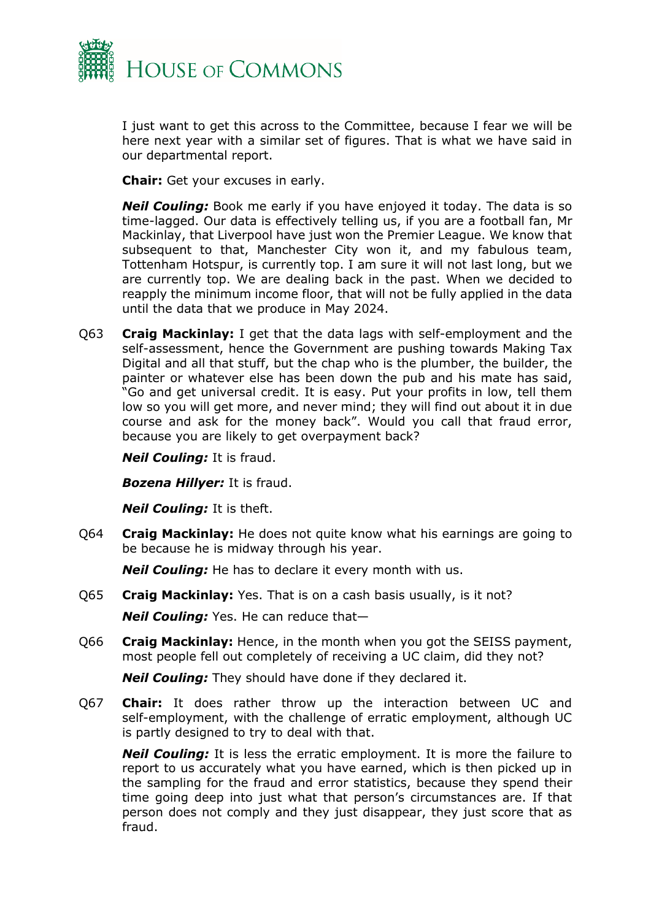I just want to get this across to the Committee, because I fear we will be here next year with a similar set of figures. That is what we have said in our departmental report.

**Chair:** Get your excuses in early.

***Neil Couling:*** Book me early if you have enjoyed it today. The data is so time-lagged. Our data is effectively telling us, if you are a football fan, Mr Mackinlay, that Liverpool have just won the Premier League. We know that subsequent to that, Manchester City won it, and my fabulous team, Tottenham Hotspur, is currently top. I am sure it will not last long, but we are currently top. We are dealing back in the past. When we decided to reapply the minimum income floor, that will not be fully applied in the data until the data that we produce in May 2024.

Q63 **Craig Mackinlay:** I get that the data lags with self-employment and the self-assessment, hence the Government are pushing towards Making Tax Digital and all that stuff, but the chap who is the plumber, the builder, the painter or whatever else has been down the pub and his mate has said, "Go and get universal credit. It is easy. Put your profits in low, tell them low so you will get more, and never mind; they will find out about it in due course and ask for the money back". Would you call that fraud error, because you are likely to get overpayment back?

***Neil Couling:*** It is fraud.

***Bozena Hillyer:*** It is fraud.

***Neil Couling:*** It is theft.

Q64 **Craig Mackinlay:** He does not quite know what his earnings are going to be because he is midway through his year.

***Neil Couling:*** He has to declare it every month with us.

Q65 **Craig Mackinlay:** Yes. That is on a cash basis usually, is it not?

***Neil Couling:*** Yes. He can reduce that—

Q66 **Craig Mackinlay:** Hence, in the month when you got the SEISS payment, most people fell out completely of receiving a UC claim, did they not?

***Neil Couling:*** They should have done if they declared it.

Q67 **Chair:** It does rather throw up the interaction between UC and self-employment, with the challenge of erratic employment, although UC is partly designed to try to deal with that.

***Neil Couling:*** It is less the erratic employment. It is more the failure to report to us accurately what you have earned, which is then picked up in the sampling for the fraud and error statistics, because they spend their time going deep into just what that person's circumstances are. If that person does not comply and they just disappear, they just score that as fraud.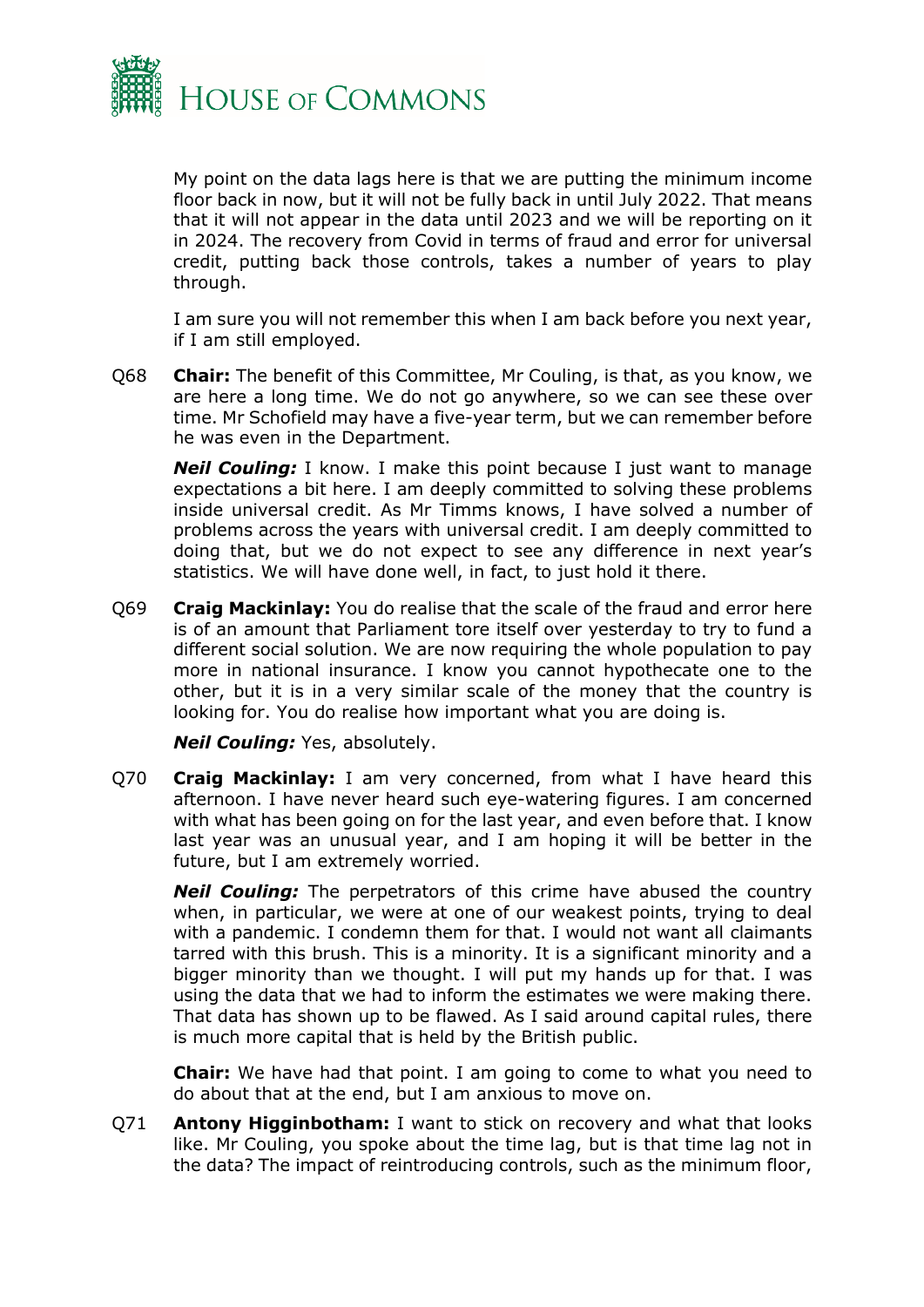My point on the data lags here is that we are putting the minimum income floor back in now, but it will not be fully back in until July 2022. That means that it will not appear in the data until 2023 and we will be reporting on it in 2024. The recovery from Covid in terms of fraud and error for universal credit, putting back those controls, takes a number of years to play through.

I am sure you will not remember this when I am back before you next year, if I am still employed.

Q68 **Chair:** The benefit of this Committee, Mr Couling, is that, as you know, we are here a long time. We do not go anywhere, so we can see these over time. Mr Schofield may have a five-year term, but we can remember before he was even in the Department.

***Neil Couling:*** I know. I make this point because I just want to manage expectations a bit here. I am deeply committed to solving these problems inside universal credit. As Mr Timms knows, I have solved a number of problems across the years with universal credit. I am deeply committed to doing that, but we do not expect to see any difference in next year's statistics. We will have done well, in fact, to just hold it there.

Q69 **Craig Mackinlay:** You do realise that the scale of the fraud and error here is of an amount that Parliament tore itself over yesterday to try to fund a different social solution. We are now requiring the whole population to pay more in national insurance. I know you cannot hypothecate one to the other, but it is in a very similar scale of the money that the country is looking for. You do realise how important what you are doing is.

***Neil Couling:*** Yes, absolutely.

Q70 **Craig Mackinlay:** I am very concerned, from what I have heard this afternoon. I have never heard such eye-watering figures. I am concerned with what has been going on for the last year, and even before that. I know last year was an unusual year, and I am hoping it will be better in the future, but I am extremely worried.

***Neil Couling:*** The perpetrators of this crime have abused the country when, in particular, we were at one of our weakest points, trying to deal with a pandemic. I condemn them for that. I would not want all claimants tarred with this brush. This is a minority. It is a significant minority and a bigger minority than we thought. I will put my hands up for that. I was using the data that we had to inform the estimates we were making there. That data has shown up to be flawed. As I said around capital rules, there is much more capital that is held by the British public.

**Chair:** We have had that point. I am going to come to what you need to do about that at the end, but I am anxious to move on.

Q71 **Antony Higginbotham:** I want to stick on recovery and what that looks like. Mr Couling, you spoke about the time lag, but is that time lag not in the data? The impact of reintroducing controls, such as the minimum floor,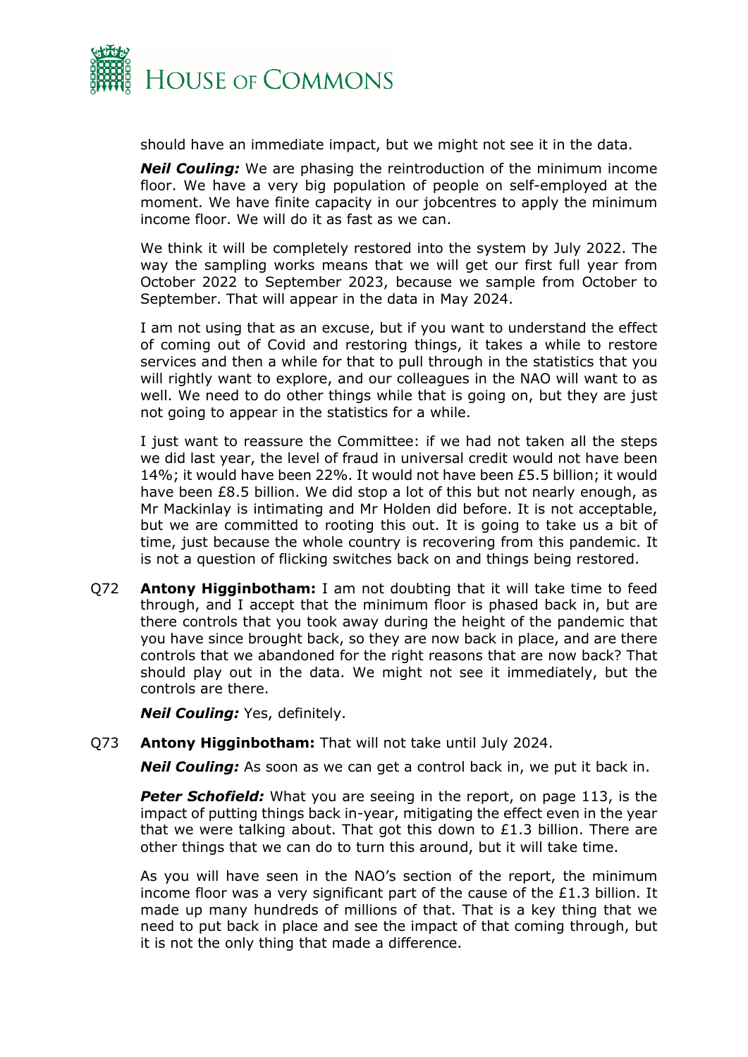should have an immediate impact, but we might not see it in the data.

***Neil Couling:*** We are phasing the reintroduction of the minimum income floor. We have a very big population of people on self-employed at the moment. We have finite capacity in our jobcentres to apply the minimum income floor. We will do it as fast as we can.

We think it will be completely restored into the system by July 2022. The way the sampling works means that we will get our first full year from October 2022 to September 2023, because we sample from October to September. That will appear in the data in May 2024.

I am not using that as an excuse, but if you want to understand the effect of coming out of Covid and restoring things, it takes a while to restore services and then a while for that to pull through in the statistics that you will rightly want to explore, and our colleagues in the NAO will want to as well. We need to do other things while that is going on, but they are just not going to appear in the statistics for a while.

I just want to reassure the Committee: if we had not taken all the steps we did last year, the level of fraud in universal credit would not have been 14%; it would have been 22%. It would not have been £5.5 billion; it would have been £8.5 billion. We did stop a lot of this but not nearly enough, as Mr Mackinlay is intimating and Mr Holden did before. It is not acceptable, but we are committed to rooting this out. It is going to take us a bit of time, just because the whole country is recovering from this pandemic. It is not a question of flicking switches back on and things being restored.

Q72 **Antony Higginbotham:** I am not doubting that it will take time to feed through, and I accept that the minimum floor is phased back in, but are there controls that you took away during the height of the pandemic that you have since brought back, so they are now back in place, and are there controls that we abandoned for the right reasons that are now back? That should play out in the data. We might not see it immediately, but the controls are there.

***Neil Couling:*** Yes, definitely.

Q73 **Antony Higginbotham:** That will not take until July 2024.

***Neil Couling:*** As soon as we can get a control back in, we put it back in.

***Peter Schofield:*** What you are seeing in the report, on page 113, is the impact of putting things back in-year, mitigating the effect even in the year that we were talking about. That got this down to £1.3 billion. There are other things that we can do to turn this around, but it will take time.

As you will have seen in the NAO's section of the report, the minimum income floor was a very significant part of the cause of the £1.3 billion. It made up many hundreds of millions of that. That is a key thing that we need to put back in place and see the impact of that coming through, but it is not the only thing that made a difference.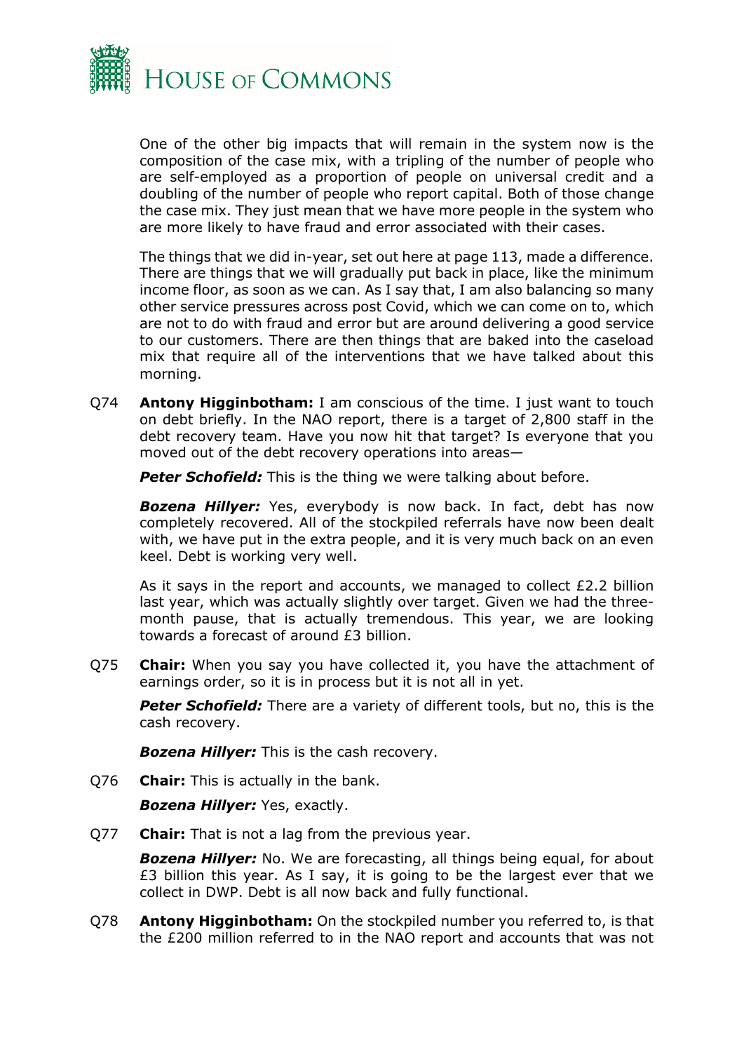One of the other big impacts that will remain in the system now is the composition of the case mix, with a tripling of the number of people who are self-employed as a proportion of people on universal credit and a doubling of the number of people who report capital. Both of those change the case mix. They just mean that we have more people in the system who are more likely to have fraud and error associated with their cases.

The things that we did in-year, set out here at page 113, made a difference. There are things that we will gradually put back in place, like the minimum income floor, as soon as we can. As I say that, I am also balancing so many other service pressures across post Covid, which we can come on to, which are not to do with fraud and error but are around delivering a good service to our customers. There are then things that are baked into the caseload mix that require all of the interventions that we have talked about this morning.

Q74 **Antony Higginbotham:** I am conscious of the time. I just want to touch on debt briefly. In the NAO report, there is a target of 2,800 staff in the debt recovery team. Have you now hit that target? Is everyone that you moved out of the debt recovery operations into areas—

***Peter Schofield:*** This is the thing we were talking about before.

***Bozena Hillyer:*** Yes, everybody is now back. In fact, debt has now completely recovered. All of the stockpiled referrals have now been dealt with, we have put in the extra people, and it is very much back on an even keel. Debt is working very well.

As it says in the report and accounts, we managed to collect £2.2 billion last year, which was actually slightly over target. Given we had the three-month pause, that is actually tremendous. This year, we are looking towards a forecast of around £3 billion.

Q75 **Chair:** When you say you have collected it, you have the attachment of earnings order, so it is in process but it is not all in yet.

***Peter Schofield:*** There are a variety of different tools, but no, this is the cash recovery.

***Bozena Hillyer:*** This is the cash recovery.

Q76 **Chair:** This is actually in the bank.

***Bozena Hillyer:*** Yes, exactly.

Q77 **Chair:** That is not a lag from the previous year.

***Bozena Hillyer:*** No. We are forecasting, all things being equal, for about £3 billion this year. As I say, it is going to be the largest ever that we collect in DWP. Debt is all now back and fully functional.

Q78 **Antony Higginbotham:** On the stockpiled number you referred to, is that the £200 million referred to in the NAO report and accounts that was not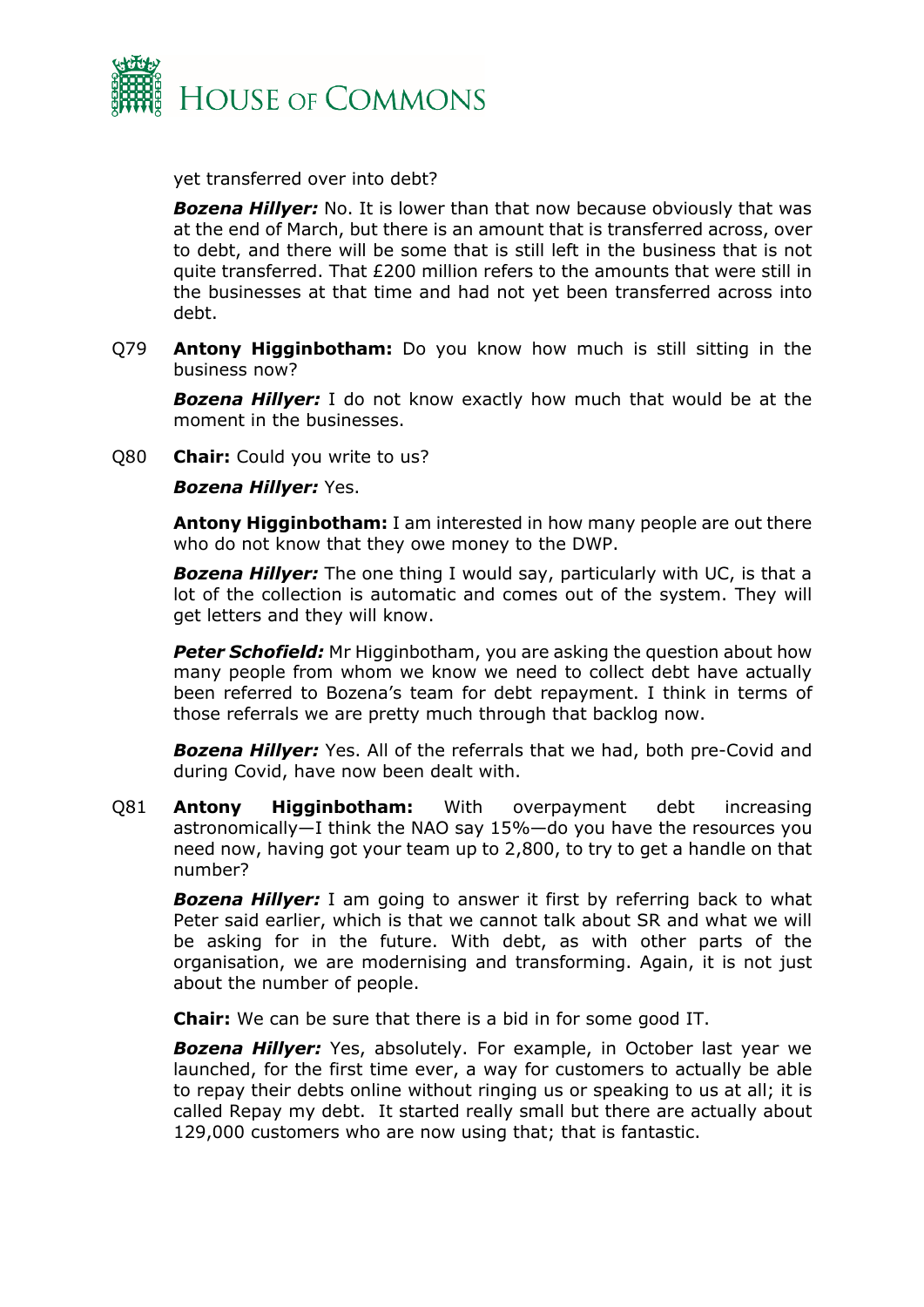yet transferred over into debt?

***Bozena Hillyer:*** No. It is lower than that now because obviously that was at the end of March, but there is an amount that is transferred across, over to debt, and there will be some that is still left in the business that is not quite transferred. That £200 million refers to the amounts that were still in the businesses at that time and had not yet been transferred across into debt.

Q79 **Antony Higginbotham:** Do you know how much is still sitting in the business now?

***Bozena Hillyer:*** I do not know exactly how much that would be at the moment in the businesses.

Q80 **Chair:** Could you write to us?

***Bozena Hillyer:*** Yes.

**Antony Higginbotham:** I am interested in how many people are out there who do not know that they owe money to the DWP.

***Bozena Hillyer:*** The one thing I would say, particularly with UC, is that a lot of the collection is automatic and comes out of the system. They will get letters and they will know.

***Peter Schofield:*** Mr Higginbotham, you are asking the question about how many people from whom we know we need to collect debt have actually been referred to Bozena's team for debt repayment. I think in terms of those referrals we are pretty much through that backlog now.

***Bozena Hillyer:*** Yes. All of the referrals that we had, both pre-Covid and during Covid, have now been dealt with.

Q81 **Antony Higginbotham:** With overpayment debt increasing astronomically—I think the NAO say 15%—do you have the resources you need now, having got your team up to 2,800, to try to get a handle on that number?

***Bozena Hillyer:*** I am going to answer it first by referring back to what Peter said earlier, which is that we cannot talk about SR and what we will be asking for in the future. With debt, as with other parts of the organisation, we are modernising and transforming. Again, it is not just about the number of people.

**Chair:** We can be sure that there is a bid in for some good IT.

***Bozena Hillyer:*** Yes, absolutely. For example, in October last year we launched, for the first time ever, a way for customers to actually be able to repay their debts online without ringing us or speaking to us at all; it is called Repay my debt. It started really small but there are actually about 129,000 customers who are now using that; that is fantastic.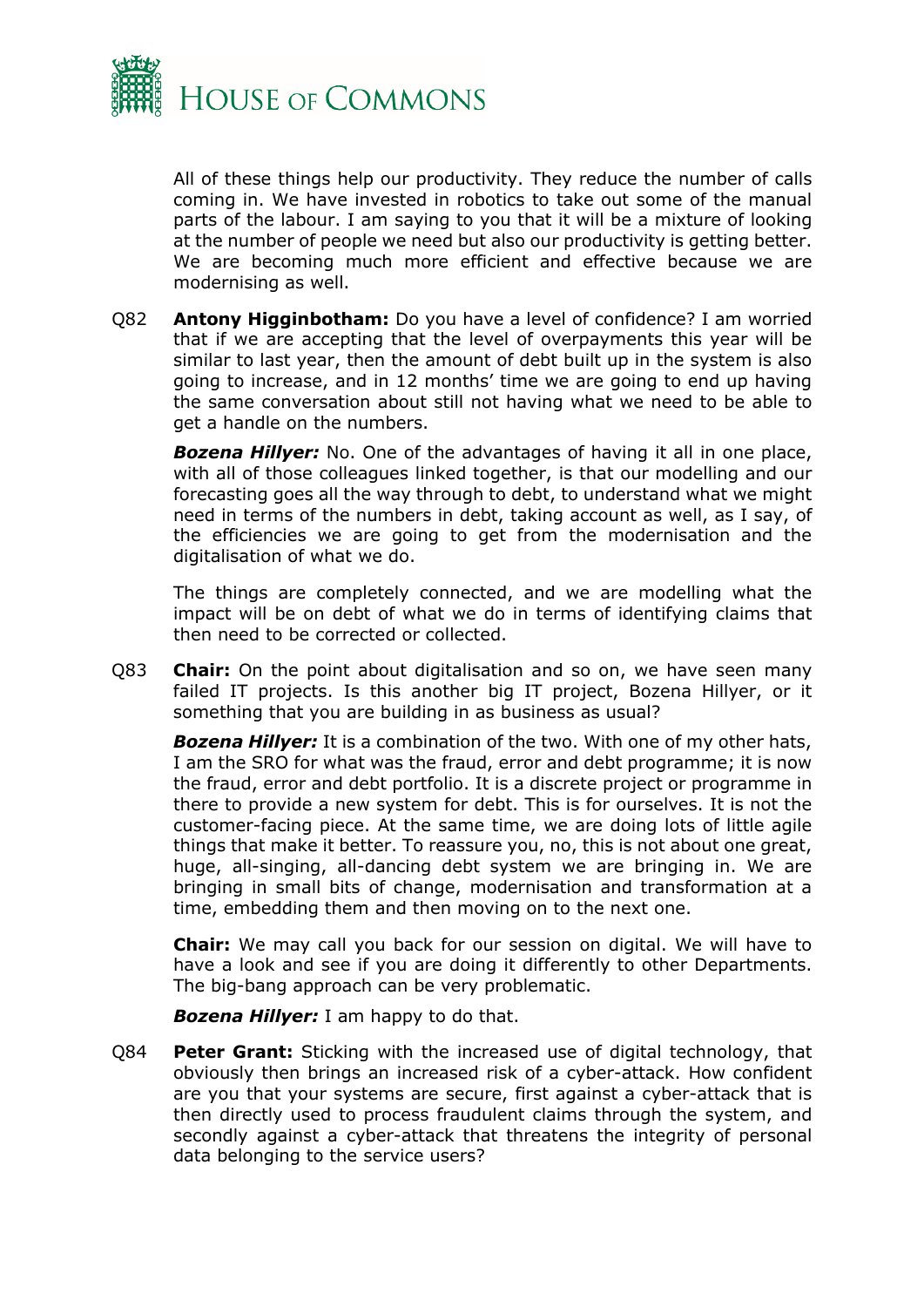All of these things help our productivity. They reduce the number of calls coming in. We have invested in robotics to take out some of the manual parts of the labour. I am saying to you that it will be a mixture of looking at the number of people we need but also our productivity is getting better. We are becoming much more efficient and effective because we are modernising as well.

Q82 **Antony Higginbotham:** Do you have a level of confidence? I am worried that if we are accepting that the level of overpayments this year will be similar to last year, then the amount of debt built up in the system is also going to increase, and in 12 months' time we are going to end up having the same conversation about still not having what we need to be able to get a handle on the numbers.

***Bozena Hillyer:*** No. One of the advantages of having it all in one place, with all of those colleagues linked together, is that our modelling and our forecasting goes all the way through to debt, to understand what we might need in terms of the numbers in debt, taking account as well, as I say, of the efficiencies we are going to get from the modernisation and the digitalisation of what we do.

The things are completely connected, and we are modelling what the impact will be on debt of what we do in terms of identifying claims that then need to be corrected or collected.

Q83 **Chair:** On the point about digitalisation and so on, we have seen many failed IT projects. Is this another big IT project, Bozena Hillyer, or it something that you are building in as business as usual?

***Bozena Hillyer:*** It is a combination of the two. With one of my other hats, I am the SRO for what was the fraud, error and debt programme; it is now the fraud, error and debt portfolio. It is a discrete project or programme in there to provide a new system for debt. This is for ourselves. It is not the customer-facing piece. At the same time, we are doing lots of little agile things that make it better. To reassure you, no, this is not about one great, huge, all-singing, all-dancing debt system we are bringing in. We are bringing in small bits of change, modernisation and transformation at a time, embedding them and then moving on to the next one.

**Chair:** We may call you back for our session on digital. We will have to have a look and see if you are doing it differently to other Departments. The big-bang approach can be very problematic.

***Bozena Hillyer:*** I am happy to do that.

Q84 **Peter Grant:** Sticking with the increased use of digital technology, that obviously then brings an increased risk of a cyber-attack. How confident are you that your systems are secure, first against a cyber-attack that is then directly used to process fraudulent claims through the system, and secondly against a cyber-attack that threatens the integrity of personal data belonging to the service users?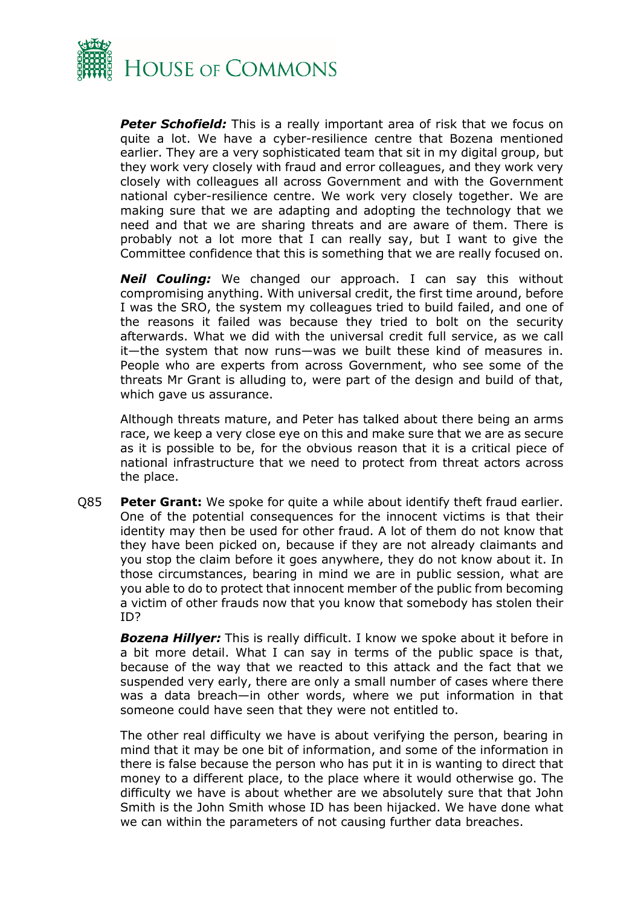***Peter Schofield:*** This is a really important area of risk that we focus on quite a lot. We have a cyber-resilience centre that Bozena mentioned earlier. They are a very sophisticated team that sit in my digital group, but they work very closely with fraud and error colleagues, and they work very closely with colleagues all across Government and with the Government national cyber-resilience centre. We work very closely together. We are making sure that we are adapting and adopting the technology that we need and that we are sharing threats and are aware of them. There is probably not a lot more that I can really say, but I want to give the Committee confidence that this is something that we are really focused on.

***Neil Couling:*** We changed our approach. I can say this without compromising anything. With universal credit, the first time around, before I was the SRO, the system my colleagues tried to build failed, and one of the reasons it failed was because they tried to bolt on the security afterwards. What we did with the universal credit full service, as we call it—the system that now runs—was we built these kind of measures in. People who are experts from across Government, who see some of the threats Mr Grant is alluding to, were part of the design and build of that, which gave us assurance.

Although threats mature, and Peter has talked about there being an arms race, we keep a very close eye on this and make sure that we are as secure as it is possible to be, for the obvious reason that it is a critical piece of national infrastructure that we need to protect from threat actors across the place.

Q85 **Peter Grant:** We spoke for quite a while about identify theft fraud earlier. One of the potential consequences for the innocent victims is that their identity may then be used for other fraud. A lot of them do not know that they have been picked on, because if they are not already claimants and you stop the claim before it goes anywhere, they do not know about it. In those circumstances, bearing in mind we are in public session, what are you able to do to protect that innocent member of the public from becoming a victim of other frauds now that you know that somebody has stolen their ID?

***Bozena Hillyer:*** This is really difficult. I know we spoke about it before in a bit more detail. What I can say in terms of the public space is that, because of the way that we reacted to this attack and the fact that we suspended very early, there are only a small number of cases where there was a data breach—in other words, where we put information in that someone could have seen that they were not entitled to.

The other real difficulty we have is about verifying the person, bearing in mind that it may be one bit of information, and some of the information in there is false because the person who has put it in is wanting to direct that money to a different place, to the place where it would otherwise go. The difficulty we have is about whether are we absolutely sure that that John Smith is the John Smith whose ID has been hijacked. We have done what we can within the parameters of not causing further data breaches.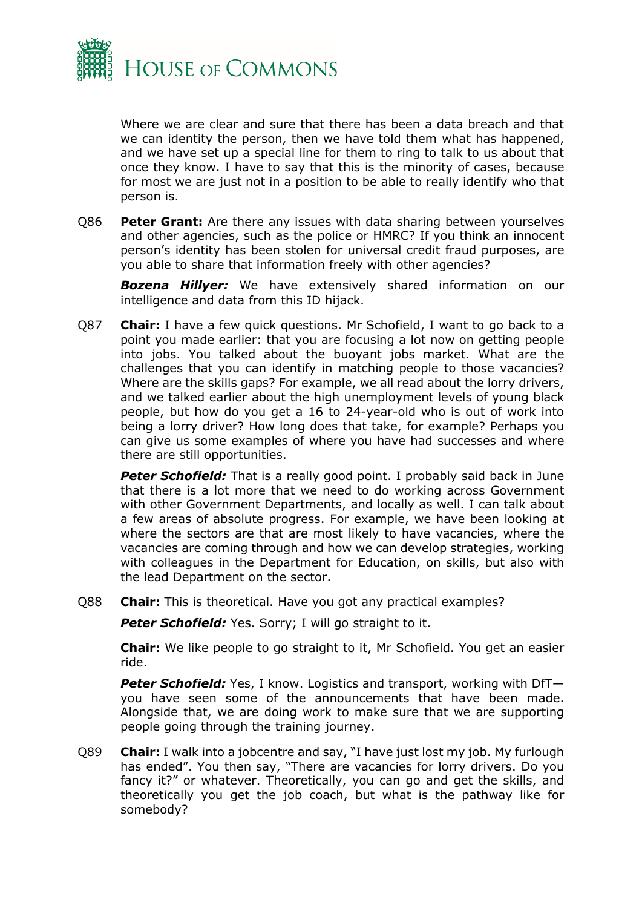Where we are clear and sure that there has been a data breach and that we can identity the person, then we have told them what has happened, and we have set up a special line for them to ring to talk to us about that once they know. I have to say that this is the minority of cases, because for most we are just not in a position to be able to really identify who that person is.

Q86 **Peter Grant:** Are there any issues with data sharing between yourselves and other agencies, such as the police or HMRC? If you think an innocent person's identity has been stolen for universal credit fraud purposes, are you able to share that information freely with other agencies?

***Bozena Hillyer:*** We have extensively shared information on our intelligence and data from this ID hijack.

Q87 **Chair:** I have a few quick questions. Mr Schofield, I want to go back to a point you made earlier: that you are focusing a lot now on getting people into jobs. You talked about the buoyant jobs market. What are the challenges that you can identify in matching people to those vacancies? Where are the skills gaps? For example, we all read about the lorry drivers, and we talked earlier about the high unemployment levels of young black people, but how do you get a 16 to 24-year-old who is out of work into being a lorry driver? How long does that take, for example? Perhaps you can give us some examples of where you have had successes and where there are still opportunities.

***Peter Schofield:*** That is a really good point. I probably said back in June that there is a lot more that we need to do working across Government with other Government Departments, and locally as well. I can talk about a few areas of absolute progress. For example, we have been looking at where the sectors are that are most likely to have vacancies, where the vacancies are coming through and how we can develop strategies, working with colleagues in the Department for Education, on skills, but also with the lead Department on the sector.

Q88 **Chair:** This is theoretical. Have you got any practical examples?

***Peter Schofield:*** Yes. Sorry; I will go straight to it.

**Chair:** We like people to go straight to it, Mr Schofield. You get an easier ride.

***Peter Schofield:*** Yes, I know. Logistics and transport, working with DfT—you have seen some of the announcements that have been made. Alongside that, we are doing work to make sure that we are supporting people going through the training journey.

Q89 **Chair:** I walk into a jobcentre and say, "I have just lost my job. My furlough has ended". You then say, "There are vacancies for lorry drivers. Do you fancy it?" or whatever. Theoretically, you can go and get the skills, and theoretically you get the job coach, but what is the pathway like for somebody?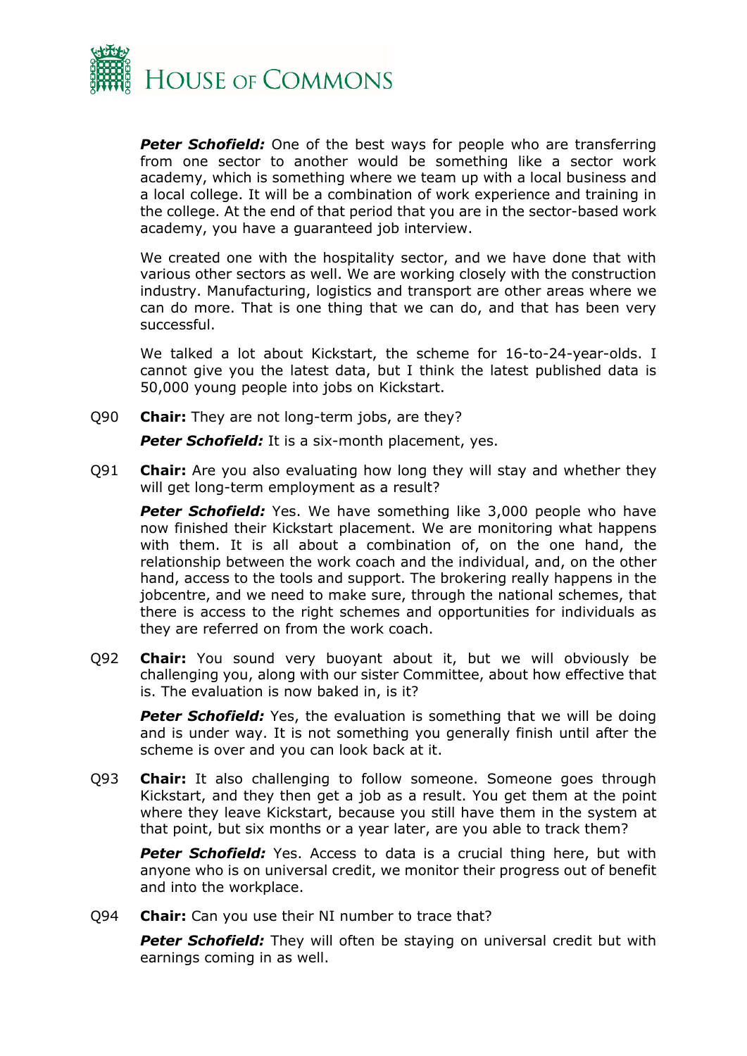***Peter Schofield:*** One of the best ways for people who are transferring from one sector to another would be something like a sector work academy, which is something where we team up with a local business and a local college. It will be a combination of work experience and training in the college. At the end of that period that you are in the sector-based work academy, you have a guaranteed job interview.

We created one with the hospitality sector, and we have done that with various other sectors as well. We are working closely with the construction industry. Manufacturing, logistics and transport are other areas where we can do more. That is one thing that we can do, and that has been very successful.

We talked a lot about Kickstart, the scheme for 16-to-24-year-olds. I cannot give you the latest data, but I think the latest published data is 50,000 young people into jobs on Kickstart.

Q90 **Chair:** They are not long-term jobs, are they?

***Peter Schofield:*** It is a six-month placement, yes.

Q91 **Chair:** Are you also evaluating how long they will stay and whether they will get long-term employment as a result?

***Peter Schofield:*** Yes. We have something like 3,000 people who have now finished their Kickstart placement. We are monitoring what happens with them. It is all about a combination of, on the one hand, the relationship between the work coach and the individual, and, on the other hand, access to the tools and support. The brokering really happens in the jobcentre, and we need to make sure, through the national schemes, that there is access to the right schemes and opportunities for individuals as they are referred on from the work coach.

Q92 **Chair:** You sound very buoyant about it, but we will obviously be challenging you, along with our sister Committee, about how effective that is. The evaluation is now baked in, is it?

***Peter Schofield:*** Yes, the evaluation is something that we will be doing and is under way. It is not something you generally finish until after the scheme is over and you can look back at it.

Q93 **Chair:** It also challenging to follow someone. Someone goes through Kickstart, and they then get a job as a result. You get them at the point where they leave Kickstart, because you still have them in the system at that point, but six months or a year later, are you able to track them?

***Peter Schofield:*** Yes. Access to data is a crucial thing here, but with anyone who is on universal credit, we monitor their progress out of benefit and into the workplace.

Q94 **Chair:** Can you use their NI number to trace that?

***Peter Schofield:*** They will often be staying on universal credit but with earnings coming in as well.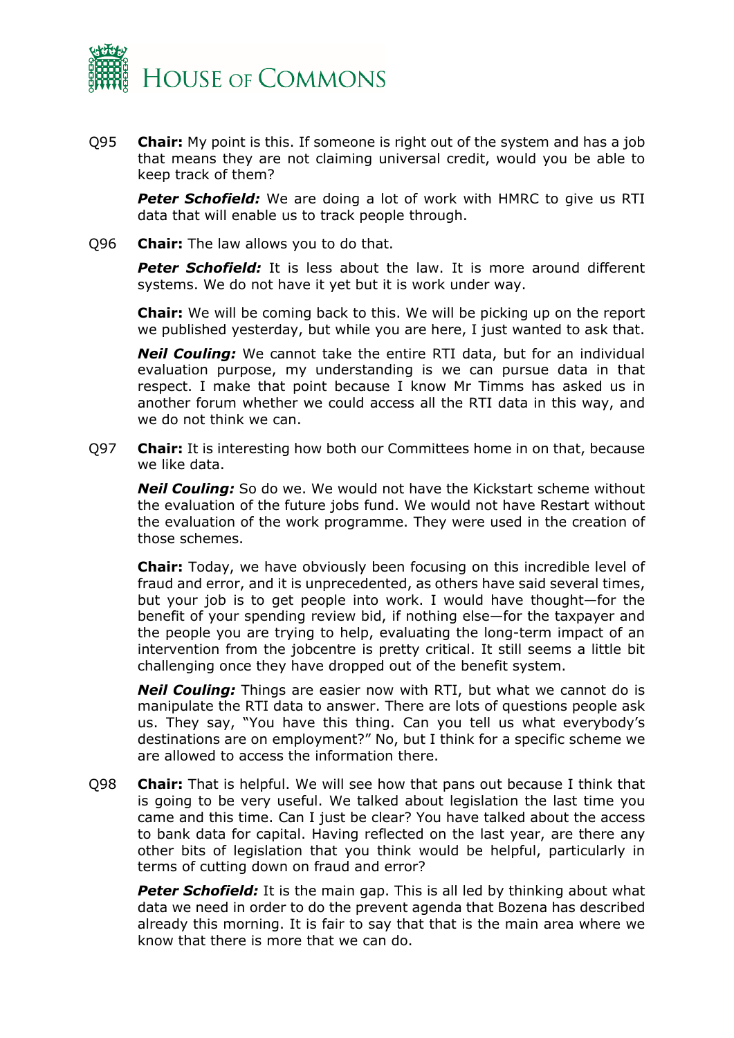Q95 **Chair:** My point is this. If someone is right out of the system and has a job that means they are not claiming universal credit, would you be able to keep track of them?

***Peter Schofield:*** We are doing a lot of work with HMRC to give us RTI data that will enable us to track people through.

Q96 **Chair:** The law allows you to do that.

***Peter Schofield:*** It is less about the law. It is more around different systems. We do not have it yet but it is work under way.

**Chair:** We will be coming back to this. We will be picking up on the report we published yesterday, but while you are here, I just wanted to ask that.

***Neil Couling:*** We cannot take the entire RTI data, but for an individual evaluation purpose, my understanding is we can pursue data in that respect. I make that point because I know Mr Timms has asked us in another forum whether we could access all the RTI data in this way, and we do not think we can.

Q97 **Chair:** It is interesting how both our Committees home in on that, because we like data.

***Neil Couling:*** So do we. We would not have the Kickstart scheme without the evaluation of the future jobs fund. We would not have Restart without the evaluation of the work programme. They were used in the creation of those schemes.

**Chair:** Today, we have obviously been focusing on this incredible level of fraud and error, and it is unprecedented, as others have said several times, but your job is to get people into work. I would have thought—for the benefit of your spending review bid, if nothing else—for the taxpayer and the people you are trying to help, evaluating the long-term impact of an intervention from the jobcentre is pretty critical. It still seems a little bit challenging once they have dropped out of the benefit system.

***Neil Couling:*** Things are easier now with RTI, but what we cannot do is manipulate the RTI data to answer. There are lots of questions people ask us. They say, "You have this thing. Can you tell us what everybody's destinations are on employment?" No, but I think for a specific scheme we are allowed to access the information there.

Q98 **Chair:** That is helpful. We will see how that pans out because I think that is going to be very useful. We talked about legislation the last time you came and this time. Can I just be clear? You have talked about the access to bank data for capital. Having reflected on the last year, are there any other bits of legislation that you think would be helpful, particularly in terms of cutting down on fraud and error?

***Peter Schofield:*** It is the main gap. This is all led by thinking about what data we need in order to do the prevent agenda that Bozena has described already this morning. It is fair to say that that is the main area where we know that there is more that we can do.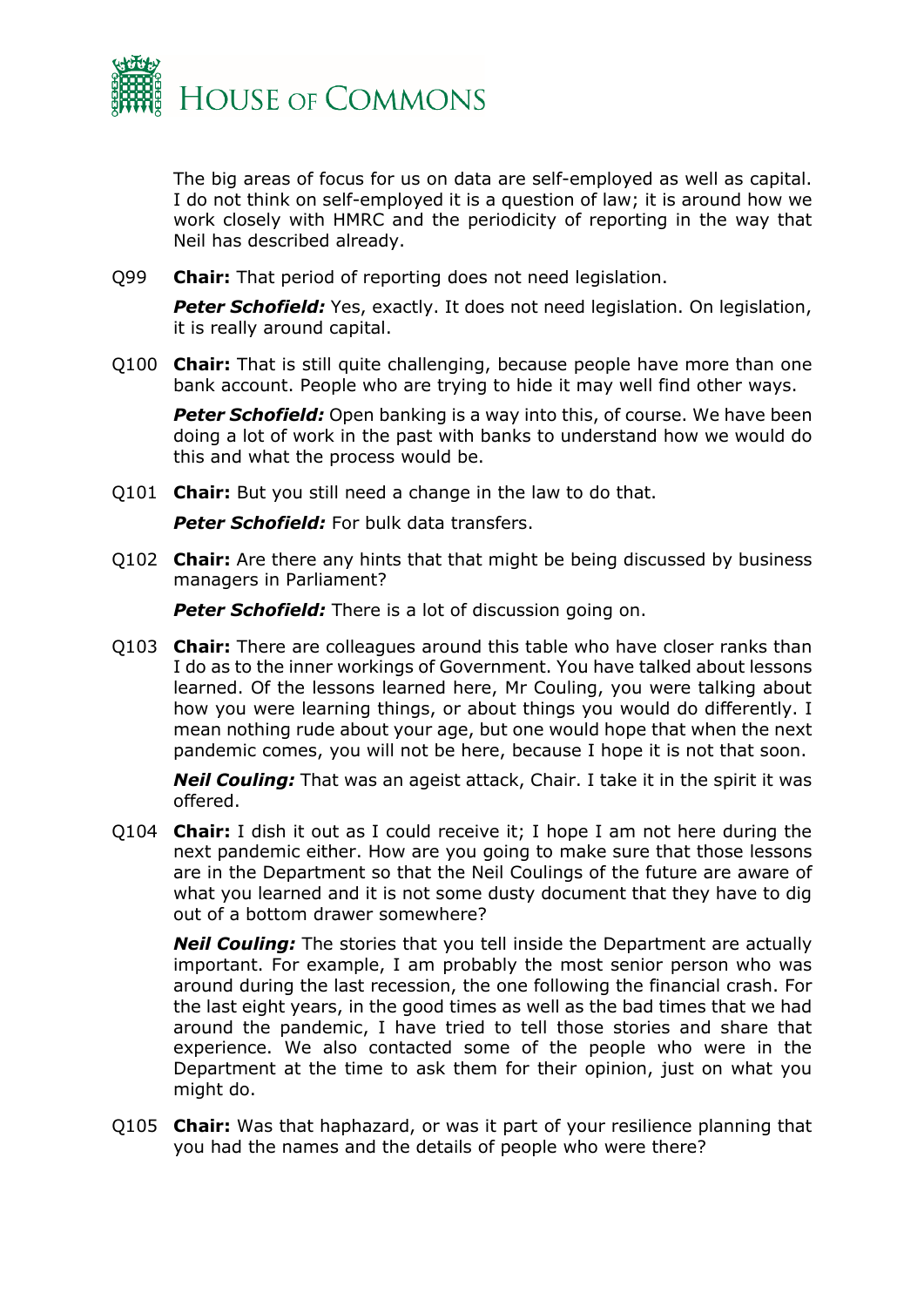The big areas of focus for us on data are self-employed as well as capital. I do not think on self-employed it is a question of law; it is around how we work closely with HMRC and the periodicity of reporting in the way that Neil has described already.

Q99 **Chair:** That period of reporting does not need legislation.

***Peter Schofield:*** Yes, exactly. It does not need legislation. On legislation, it is really around capital.

Q100 **Chair:** That is still quite challenging, because people have more than one bank account. People who are trying to hide it may well find other ways.

***Peter Schofield:*** Open banking is a way into this, of course. We have been doing a lot of work in the past with banks to understand how we would do this and what the process would be.

Q101 **Chair:** But you still need a change in the law to do that.

***Peter Schofield:*** For bulk data transfers.

Q102 **Chair:** Are there any hints that that might be being discussed by business managers in Parliament?

***Peter Schofield:*** There is a lot of discussion going on.

Q103 **Chair:** There are colleagues around this table who have closer ranks than I do as to the inner workings of Government. You have talked about lessons learned. Of the lessons learned here, Mr Couling, you were talking about how you were learning things, or about things you would do differently. I mean nothing rude about your age, but one would hope that when the next pandemic comes, you will not be here, because I hope it is not that soon.

***Neil Couling:*** That was an ageist attack, Chair. I take it in the spirit it was offered.

Q104 **Chair:** I dish it out as I could receive it; I hope I am not here during the next pandemic either. How are you going to make sure that those lessons are in the Department so that the Neil Coulings of the future are aware of what you learned and it is not some dusty document that they have to dig out of a bottom drawer somewhere?

***Neil Couling:*** The stories that you tell inside the Department are actually important. For example, I am probably the most senior person who was around during the last recession, the one following the financial crash. For the last eight years, in the good times as well as the bad times that we had around the pandemic, I have tried to tell those stories and share that experience. We also contacted some of the people who were in the Department at the time to ask them for their opinion, just on what you might do.

Q105 **Chair:** Was that haphazard, or was it part of your resilience planning that you had the names and the details of people who were there?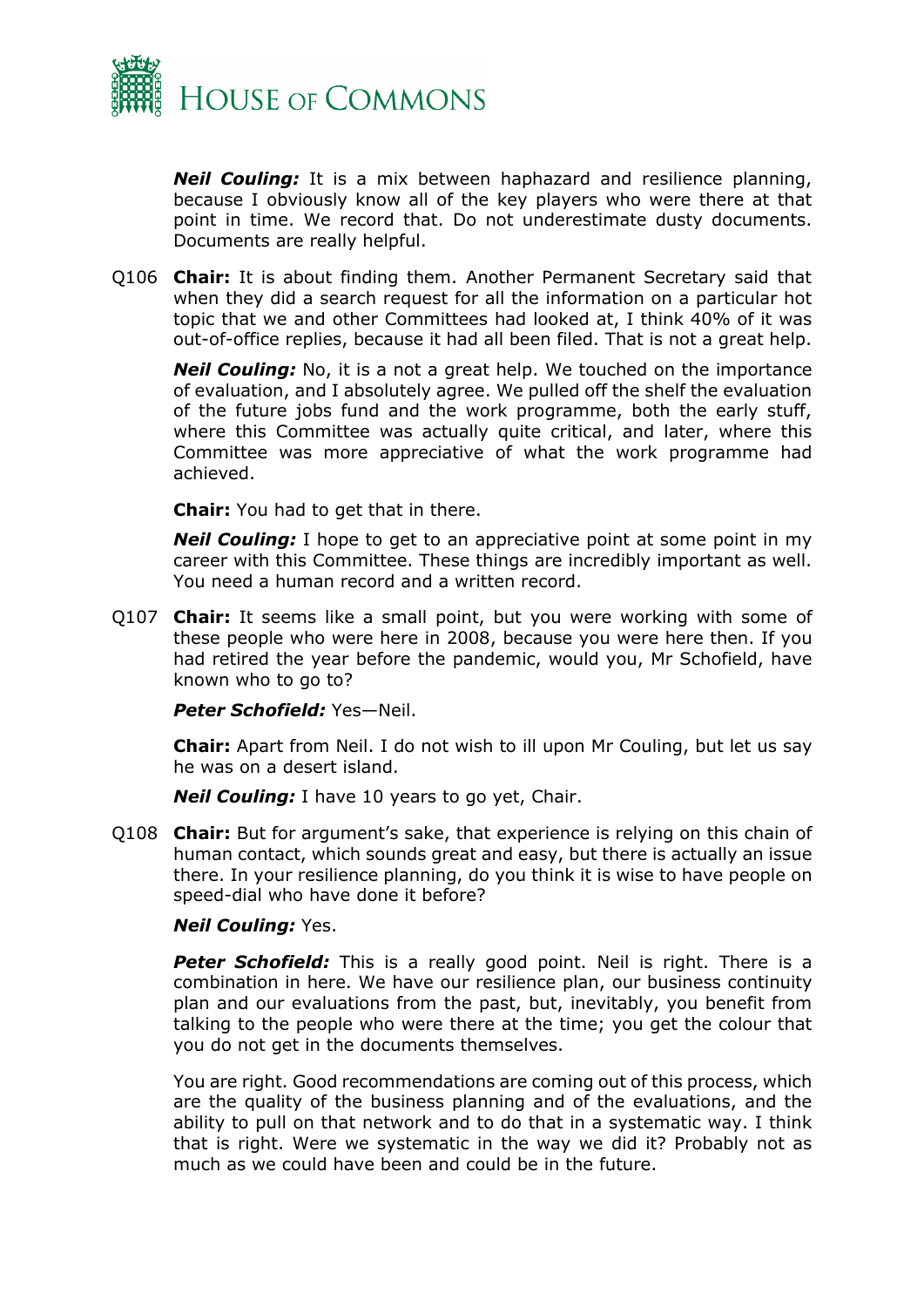***Neil Couling:*** It is a mix between haphazard and resilience planning, because I obviously know all of the key players who were there at that point in time. We record that. Do not underestimate dusty documents. Documents are really helpful.

Q106 **Chair:** It is about finding them. Another Permanent Secretary said that when they did a search request for all the information on a particular hot topic that we and other Committees had looked at, I think 40% of it was out-of-office replies, because it had all been filed. That is not a great help.

***Neil Couling:*** No, it is a not a great help. We touched on the importance of evaluation, and I absolutely agree. We pulled off the shelf the evaluation of the future jobs fund and the work programme, both the early stuff, where this Committee was actually quite critical, and later, where this Committee was more appreciative of what the work programme had achieved.

**Chair:** You had to get that in there.

***Neil Couling:*** I hope to get to an appreciative point at some point in my career with this Committee. These things are incredibly important as well. You need a human record and a written record.

Q107 **Chair:** It seems like a small point, but you were working with some of these people who were here in 2008, because you were here then. If you had retired the year before the pandemic, would you, Mr Schofield, have known who to go to?

***Peter Schofield:*** Yes—Neil.

**Chair:** Apart from Neil. I do not wish to ill upon Mr Couling, but let us say he was on a desert island.

***Neil Couling:*** I have 10 years to go yet, Chair.

Q108 **Chair:** But for argument's sake, that experience is relying on this chain of human contact, which sounds great and easy, but there is actually an issue there. In your resilience planning, do you think it is wise to have people on speed-dial who have done it before?

***Neil Couling:*** Yes.

***Peter Schofield:*** This is a really good point. Neil is right. There is a combination in here. We have our resilience plan, our business continuity plan and our evaluations from the past, but, inevitably, you benefit from talking to the people who were there at the time; you get the colour that you do not get in the documents themselves.

You are right. Good recommendations are coming out of this process, which are the quality of the business planning and of the evaluations, and the ability to pull on that network and to do that in a systematic way. I think that is right. Were we systematic in the way we did it? Probably not as much as we could have been and could be in the future.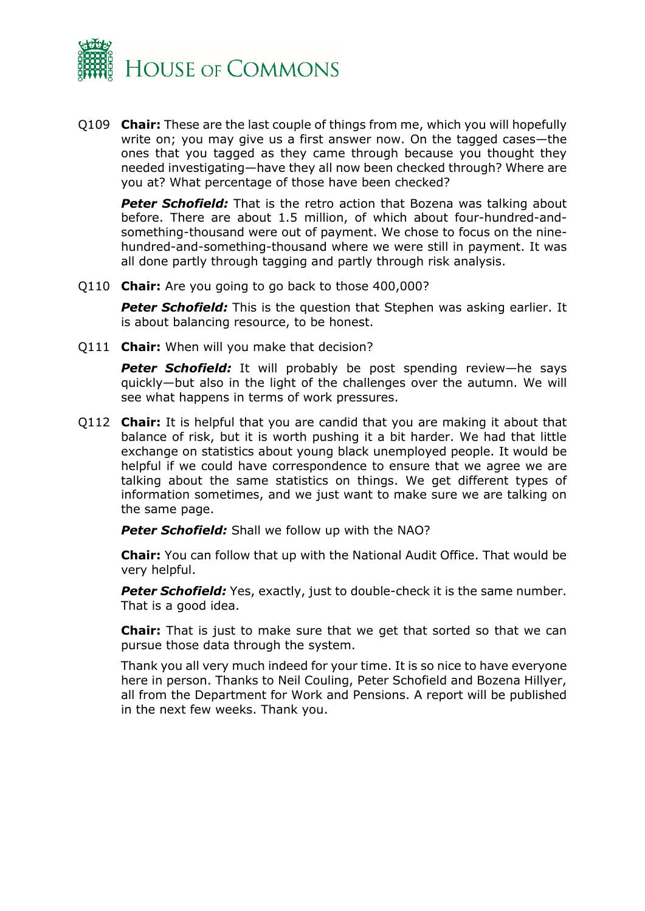Q109 **Chair:** These are the last couple of things from me, which you will hopefully write on; you may give us a first answer now. On the tagged cases—the ones that you tagged as they came through because you thought they needed investigating—have they all now been checked through? Where are you at? What percentage of those have been checked?

***Peter Schofield:*** That is the retro action that Bozena was talking about before. There are about 1.5 million, of which about four-hundred-and-something-thousand were out of payment. We chose to focus on the nine-hundred-and-something-thousand where we were still in payment. It was all done partly through tagging and partly through risk analysis.

Q110 **Chair:** Are you going to go back to those 400,000?

***Peter Schofield:*** This is the question that Stephen was asking earlier. It is about balancing resource, to be honest.

Q111 **Chair:** When will you make that decision?

***Peter Schofield:*** It will probably be post spending review—he says quickly—but also in the light of the challenges over the autumn. We will see what happens in terms of work pressures.

Q112 **Chair:** It is helpful that you are candid that you are making it about that balance of risk, but it is worth pushing it a bit harder. We had that little exchange on statistics about young black unemployed people. It would be helpful if we could have correspondence to ensure that we agree we are talking about the same statistics on things. We get different types of information sometimes, and we just want to make sure we are talking on the same page.

***Peter Schofield:*** Shall we follow up with the NAO?

**Chair:** You can follow that up with the National Audit Office. That would be very helpful.

***Peter Schofield:*** Yes, exactly, just to double-check it is the same number. That is a good idea.

**Chair:** That is just to make sure that we get that sorted so that we can pursue those data through the system.

Thank you all very much indeed for your time. It is so nice to have everyone here in person. Thanks to Neil Couling, Peter Schofield and Bozena Hillyer, all from the Department for Work and Pensions. A report will be published in the next few weeks. Thank you.